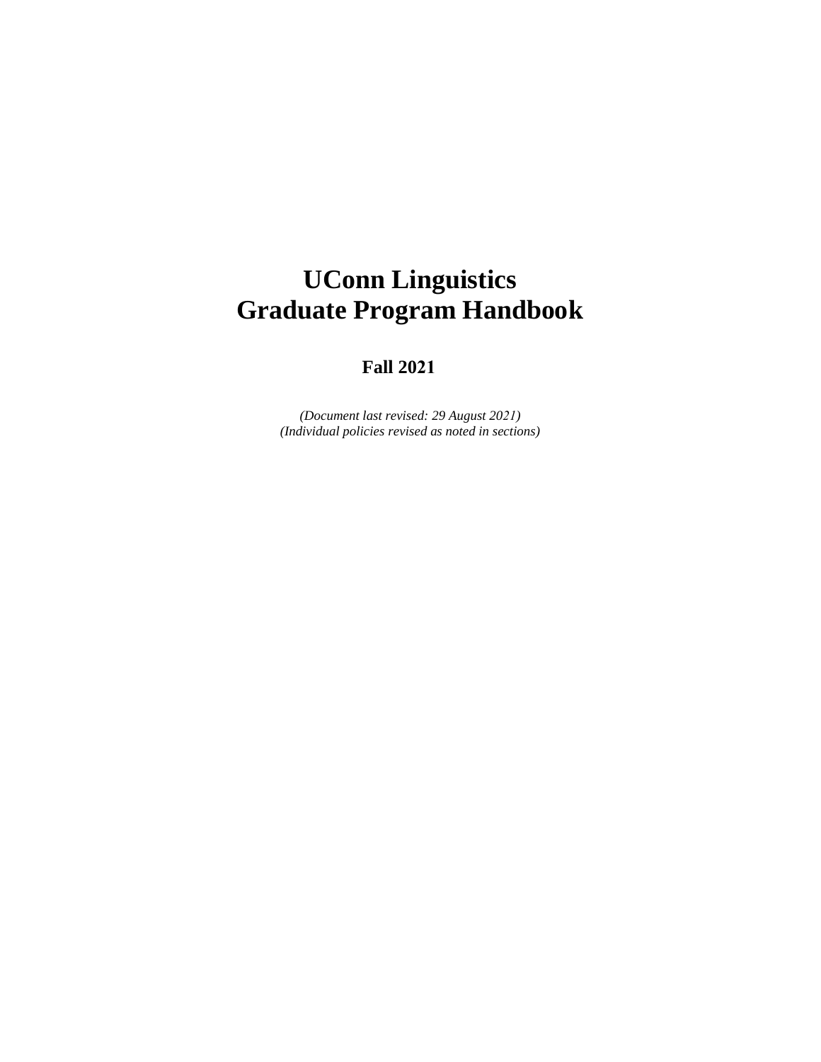# UConn Linguistics
# Graduate Program Handbook

**Fall 2021**

*(Document last revised: 29 August 2021)*
*(Individual policies revised as noted in sections)*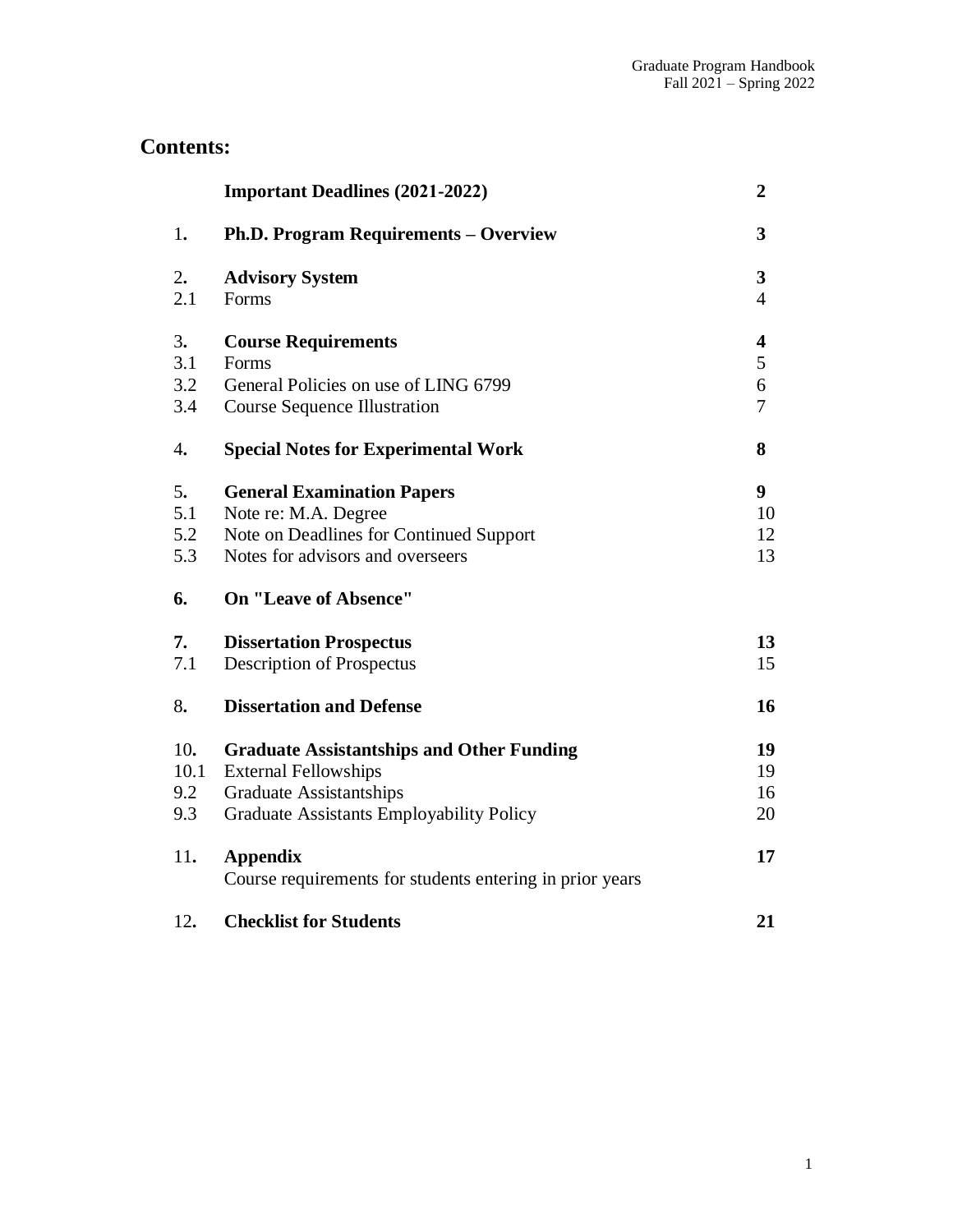## Contents:

| | | |
|---|---|---|
| | **Important Deadlines (2021-2022)** | **2** |
| 1**.** | **Ph.D. Program Requirements – Overview** | **3** |
| 2**.** | **Advisory System** | **3** |
| 2.1 | Forms | 4 |
| 3**.** | **Course Requirements** | **4** |
| 3.1 | Forms | 5 |
| 3.2 | General Policies on use of LING 6799 | 6 |
| 3.4 | Course Sequence Illustration | 7 |
| 4**.** | **Special Notes for Experimental Work** | **8** |
| 5**.** | **General Examination Papers** | **9** |
| 5.1 | Note re: M.A. Degree | 10 |
| 5.2 | Note on Deadlines for Continued Support | 12 |
| 5.3 | Notes for advisors and overseers | 13 |
| **6.** | **On "Leave of Absence"** | |
| **7.** | **Dissertation Prospectus** | **13** |
| 7.1 | Description of Prospectus | 15 |
| 8**.** | **Dissertation and Defense** | **16** |
| 10**.** | **Graduate Assistantships and Other Funding** | **19** |
| 10.1 | External Fellowships | 19 |
| 9.2 | Graduate Assistantships | 16 |
| 9.3 | Graduate Assistants Employability Policy | 20 |
| 11**.** | **Appendix** | **17** |
| | Course requirements for students entering in prior years | |
| 12**.** | **Checklist for Students** | **21** |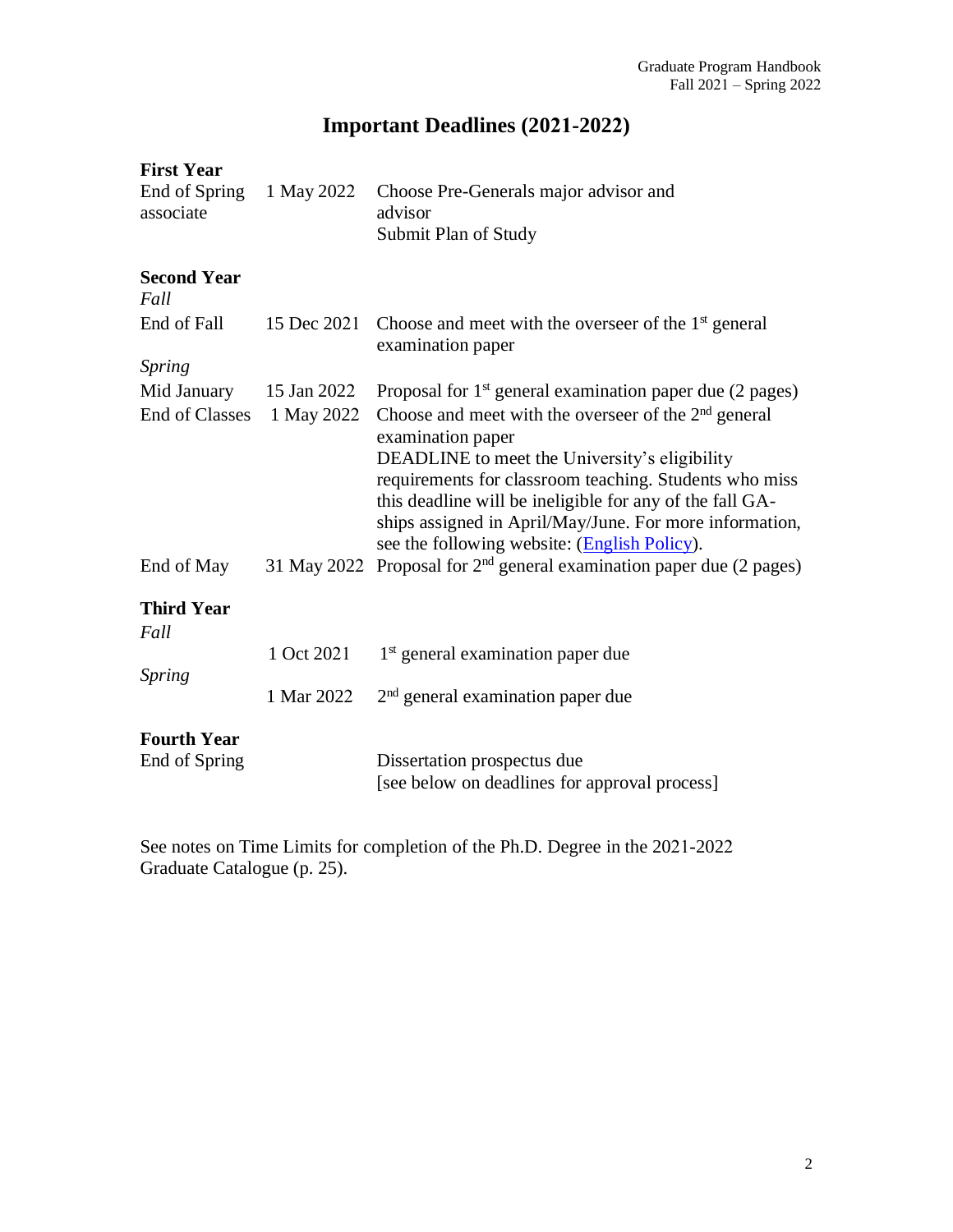# Important Deadlines (2021-2022)

**First Year**

| | | |
|---|---|---|
| End of Spring | 1 May 2022 | Choose Pre-Generals major advisor and associate advisor<br>Submit Plan of Study |

**Second Year**

| | | |
|---|---|---|
| *Fall* | | |
| End of Fall | 15 Dec 2021 | Choose and meet with the overseer of the 1st general examination paper |
| *Spring* | | |
| Mid January | 15 Jan 2022 | Proposal for 1st general examination paper due (2 pages) |
| End of Classes | 1 May 2022 | Choose and meet with the overseer of the 2nd general examination paper<br>DEADLINE to meet the University's eligibility requirements for classroom teaching. Students who miss this deadline will be ineligible for any of the fall GA-ships assigned in April/May/June. For more information, see the following website: (English Policy). |
| End of May | 31 May 2022 | Proposal for 2nd general examination paper due (2 pages) |

**Third Year**

| | | |
|---|---|---|
| *Fall* | 1 Oct 2021 | 1st general examination paper due |
| *Spring* | 1 Mar 2022 | 2nd general examination paper due |

**Fourth Year**

| | | |
|---|---|---|
| End of Spring | | Dissertation prospectus due<br>[see below on deadlines for approval process] |

See notes on Time Limits for completion of the Ph.D. Degree in the 2021-2022 Graduate Catalogue (p. 25).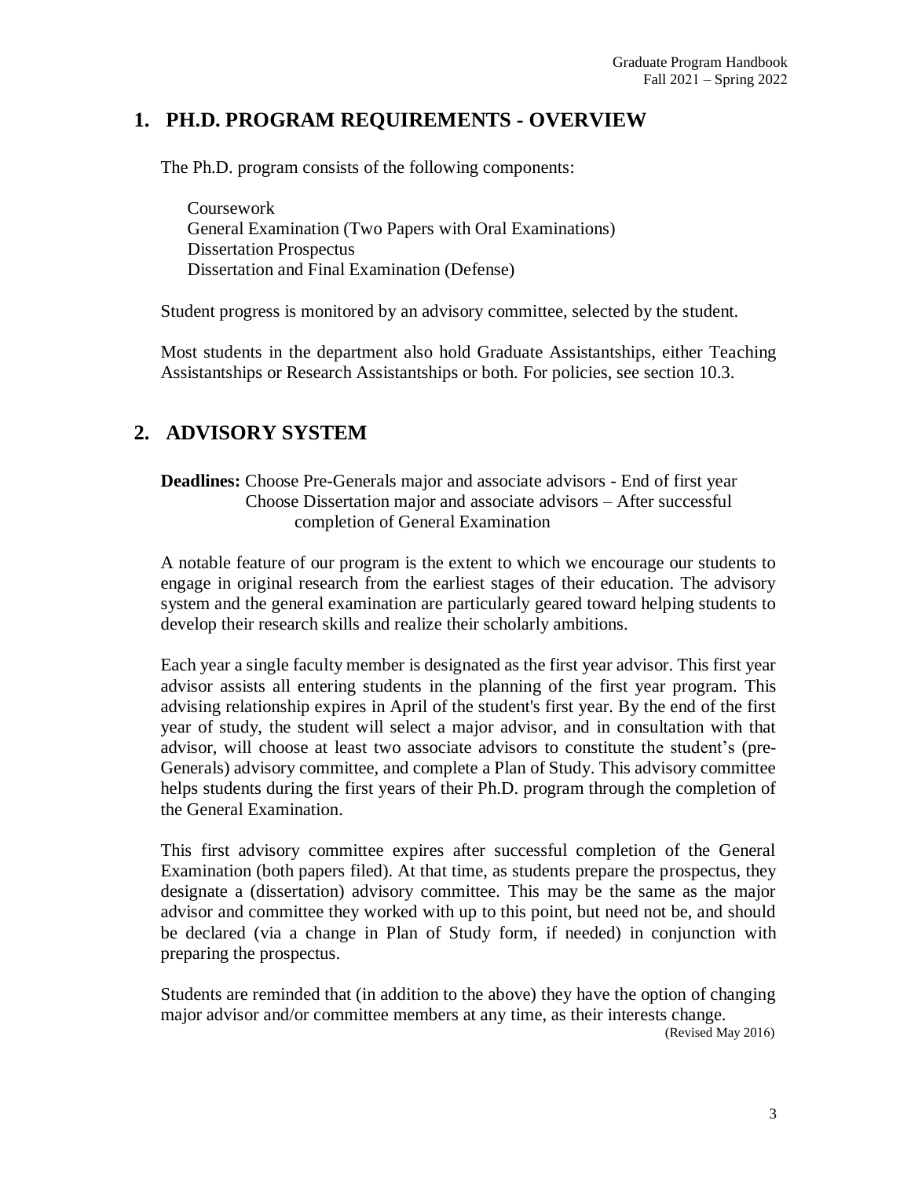# 1. PH.D. PROGRAM REQUIREMENTS - OVERVIEW

The Ph.D. program consists of the following components:

Coursework
General Examination (Two Papers with Oral Examinations)
Dissertation Prospectus
Dissertation and Final Examination (Defense)

Student progress is monitored by an advisory committee, selected by the student.

Most students in the department also hold Graduate Assistantships, either Teaching Assistantships or Research Assistantships or both. For policies, see section 10.3.

# 2. ADVISORY SYSTEM

**Deadlines:** Choose Pre-Generals major and associate advisors - End of first year
Choose Dissertation major and associate advisors – After successful completion of General Examination

A notable feature of our program is the extent to which we encourage our students to engage in original research from the earliest stages of their education. The advisory system and the general examination are particularly geared toward helping students to develop their research skills and realize their scholarly ambitions.

Each year a single faculty member is designated as the first year advisor. This first year advisor assists all entering students in the planning of the first year program. This advising relationship expires in April of the student's first year. By the end of the first year of study, the student will select a major advisor, and in consultation with that advisor, will choose at least two associate advisors to constitute the student's (pre-Generals) advisory committee, and complete a Plan of Study. This advisory committee helps students during the first years of their Ph.D. program through the completion of the General Examination.

This first advisory committee expires after successful completion of the General Examination (both papers filed). At that time, as students prepare the prospectus, they designate a (dissertation) advisory committee. This may be the same as the major advisor and committee they worked with up to this point, but need not be, and should be declared (via a change in Plan of Study form, if needed) in conjunction with preparing the prospectus.

Students are reminded that (in addition to the above) they have the option of changing major advisor and/or committee members at any time, as their interests change.

(Revised May 2016)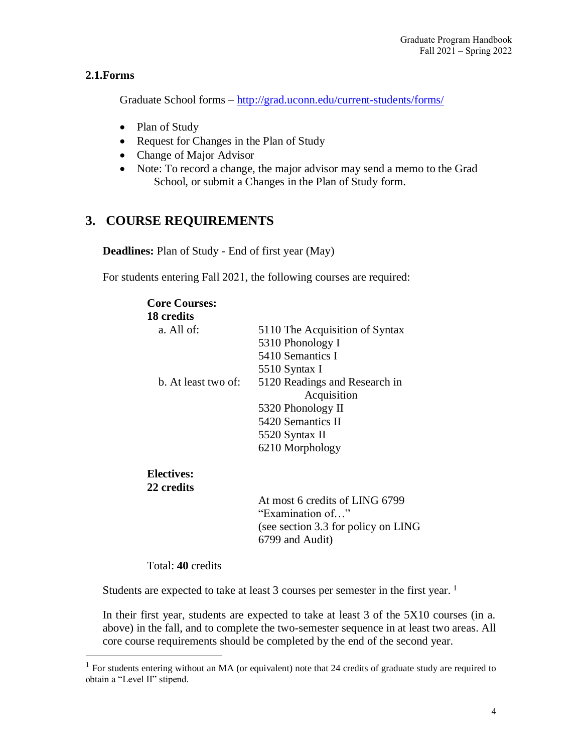### 2.1. Forms

Graduate School forms – http://grad.uconn.edu/current-students/forms/

- Plan of Study
- Request for Changes in the Plan of Study
- Change of Major Advisor
- Note: To record a change, the major advisor may send a memo to the Grad School, or submit a Changes in the Plan of Study form.

## 3. COURSE REQUIREMENTS

**Deadlines:** Plan of Study - End of first year (May)

For students entering Fall 2021, the following courses are required:

**Core Courses:**
**18 credits**

| | |
|---|---|
| a. All of: | 5110 The Acquisition of Syntax |
| | 5310 Phonology I |
| | 5410 Semantics I |
| | 5510 Syntax I |
| b. At least two of: | 5120 Readings and Research in Acquisition |
| | 5320 Phonology II |
| | 5420 Semantics II |
| | 5520 Syntax II |
| | 6210 Morphology |

**Electives:**
**22 credits**

At most 6 credits of LING 6799 "Examination of…" (see section 3.3 for policy on LING 6799 and Audit)

Total: **40** credits

Students are expected to take at least 3 courses per semester in the first year. [1]

In their first year, students are expected to take at least 3 of the 5X10 courses (in a. above) in the fall, and to complete the two-semester sequence in at least two areas. All core course requirements should be completed by the end of the second year.

[1] For students entering without an MA (or equivalent) note that 24 credits of graduate study are required to obtain a "Level II" stipend.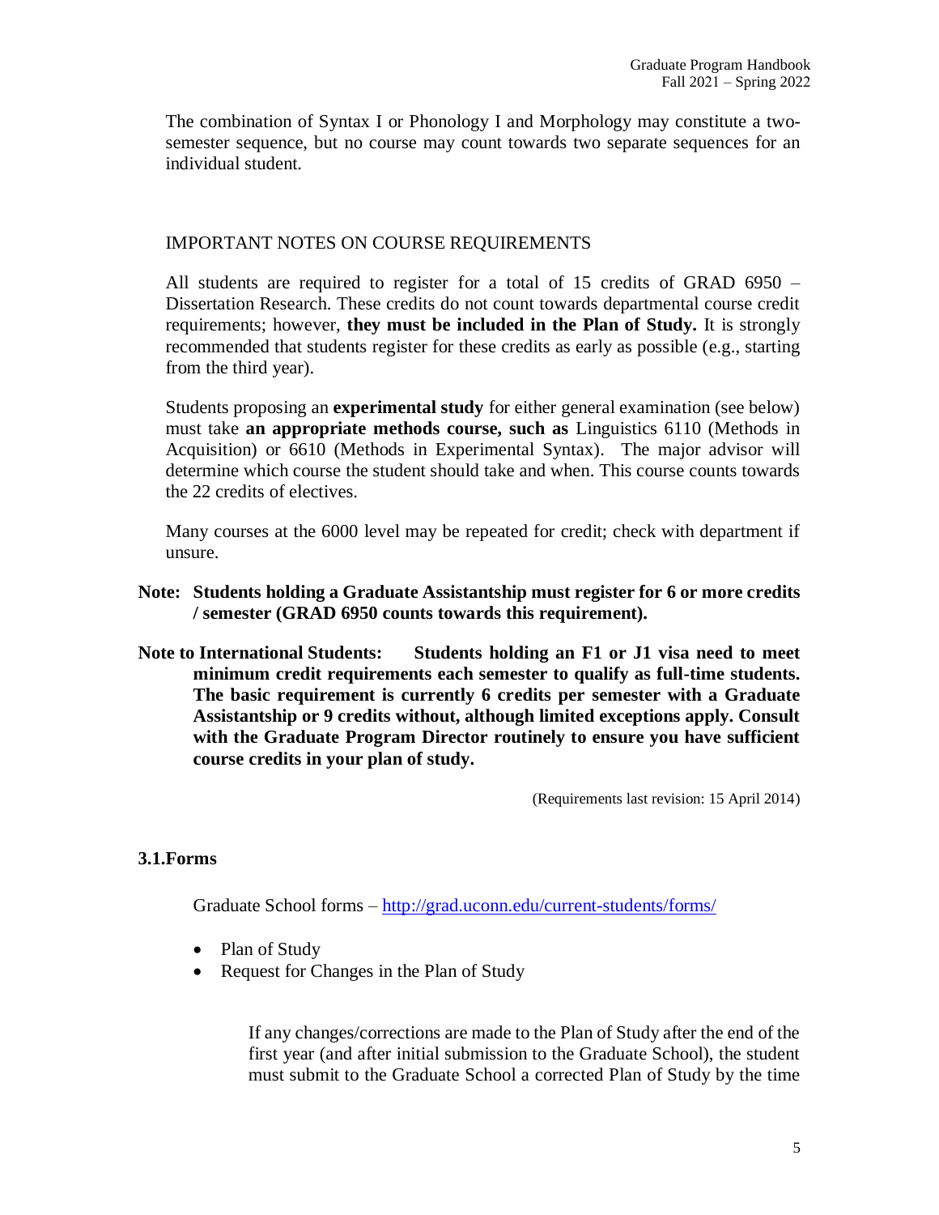The combination of Syntax I or Phonology I and Morphology may constitute a two-semester sequence, but no course may count towards two separate sequences for an individual student.

IMPORTANT NOTES ON COURSE REQUIREMENTS

All students are required to register for a total of 15 credits of GRAD 6950 – Dissertation Research. These credits do not count towards departmental course credit requirements; however, **they must be included in the Plan of Study.** It is strongly recommended that students register for these credits as early as possible (e.g., starting from the third year).

Students proposing an **experimental study** for either general examination (see below) must take **an appropriate methods course, such as** Linguistics 6110 (Methods in Acquisition) or 6610 (Methods in Experimental Syntax). The major advisor will determine which course the student should take and when. This course counts towards the 22 credits of electives.

Many courses at the 6000 level may be repeated for credit; check with department if unsure.

**Note: Students holding a Graduate Assistantship must register for 6 or more credits / semester (GRAD 6950 counts towards this requirement).**

**Note to International Students: Students holding an F1 or J1 visa need to meet minimum credit requirements each semester to qualify as full-time students. The basic requirement is currently 6 credits per semester with a Graduate Assistantship or 9 credits without, although limited exceptions apply. Consult with the Graduate Program Director routinely to ensure you have sufficient course credits in your plan of study.**

(Requirements last revision: 15 April 2014)

### 3.1. Forms

Graduate School forms – http://grad.uconn.edu/current-students/forms/

- Plan of Study
- Request for Changes in the Plan of Study

If any changes/corrections are made to the Plan of Study after the end of the first year (and after initial submission to the Graduate School), the student must submit to the Graduate School a corrected Plan of Study by the time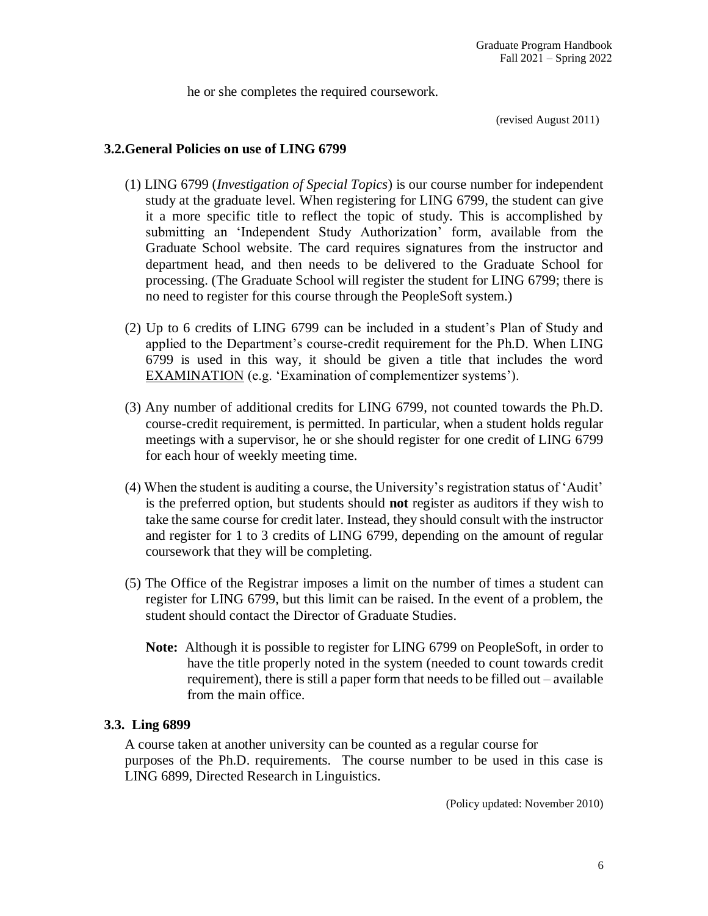he or she completes the required coursework.

(revised August 2011)

### 3.2. General Policies on use of LING 6799

(1) LING 6799 (*Investigation of Special Topics*) is our course number for independent study at the graduate level. When registering for LING 6799, the student can give it a more specific title to reflect the topic of study. This is accomplished by submitting an 'Independent Study Authorization' form, available from the Graduate School website. The card requires signatures from the instructor and department head, and then needs to be delivered to the Graduate School for processing. (The Graduate School will register the student for LING 6799; there is no need to register for this course through the PeopleSoft system.)

(2) Up to 6 credits of LING 6799 can be included in a student's Plan of Study and applied to the Department's course-credit requirement for the Ph.D. When LING 6799 is used in this way, it should be given a title that includes the word <u>EXAMINATION</u> (e.g. 'Examination of complementizer systems').

(3) Any number of additional credits for LING 6799, not counted towards the Ph.D. course-credit requirement, is permitted. In particular, when a student holds regular meetings with a supervisor, he or she should register for one credit of LING 6799 for each hour of weekly meeting time.

(4) When the student is auditing a course, the University's registration status of 'Audit' is the preferred option, but students should **not** register as auditors if they wish to take the same course for credit later. Instead, they should consult with the instructor and register for 1 to 3 credits of LING 6799, depending on the amount of regular coursework that they will be completing.

(5) The Office of the Registrar imposes a limit on the number of times a student can register for LING 6799, but this limit can be raised. In the event of a problem, the student should contact the Director of Graduate Studies.

**Note:** Although it is possible to register for LING 6799 on PeopleSoft, in order to have the title properly noted in the system (needed to count towards credit requirement), there is still a paper form that needs to be filled out – available from the main office.

### 3.3. Ling 6899

A course taken at another university can be counted as a regular course for purposes of the Ph.D. requirements. The course number to be used in this case is LING 6899, Directed Research in Linguistics.

(Policy updated: November 2010)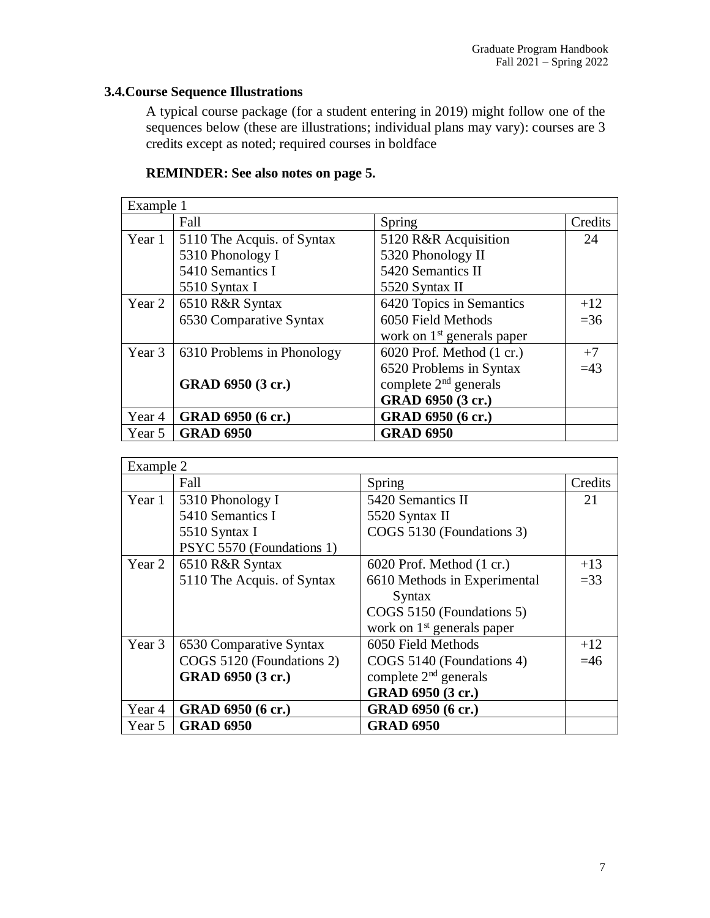### 3.4. Course Sequence Illustrations

A typical course package (for a student entering in 2019) might follow one of the sequences below (these are illustrations; individual plans may vary): courses are 3 credits except as noted; required courses in boldface

**REMINDER: See also notes on page 5.**

| Example 1 | | | |
|---|---|---|---|
| | Fall | Spring | Credits |
| Year 1 | 5110 The Acquis. of Syntax<br>5310 Phonology I<br>5410 Semantics I<br>5510 Syntax I | 5120 R&R Acquisition<br>5320 Phonology II<br>5420 Semantics II<br>5520 Syntax II | 24 |
| Year 2 | 6510 R&R Syntax<br>6530 Comparative Syntax | 6420 Topics in Semantics<br>6050 Field Methods<br>work on 1st generals paper | +12<br>=36 |
| Year 3 | 6310 Problems in Phonology<br><br>**GRAD 6950 (3 cr.)** | 6020 Prof. Method (1 cr.)<br>6520 Problems in Syntax<br>complete 2nd generals<br>**GRAD 6950 (3 cr.)** | +7<br>=43 |
| Year 4 | **GRAD 6950 (6 cr.)** | **GRAD 6950 (6 cr.)** | |
| Year 5 | **GRAD 6950** | **GRAD 6950** | |

| Example 2 | | | |
|---|---|---|---|
| | Fall | Spring | Credits |
| Year 1 | 5310 Phonology I<br>5410 Semantics I<br>5510 Syntax I<br>PSYC 5570 (Foundations 1) | 5420 Semantics II<br>5520 Syntax II<br>COGS 5130 (Foundations 3) | 21 |
| Year 2 | 6510 R&R Syntax<br>5110 The Acquis. of Syntax | 6020 Prof. Method (1 cr.)<br>6610 Methods in Experimental Syntax<br>COGS 5150 (Foundations 5)<br>work on 1st generals paper | +13<br>=33 |
| Year 3 | 6530 Comparative Syntax<br>COGS 5120 (Foundations 2)<br>**GRAD 6950 (3 cr.)** | 6050 Field Methods<br>COGS 5140 (Foundations 4)<br>complete 2nd generals<br>**GRAD 6950 (3 cr.)** | +12<br>=46 |
| Year 4 | **GRAD 6950 (6 cr.)** | **GRAD 6950 (6 cr.)** | |
| Year 5 | **GRAD 6950** | **GRAD 6950** | |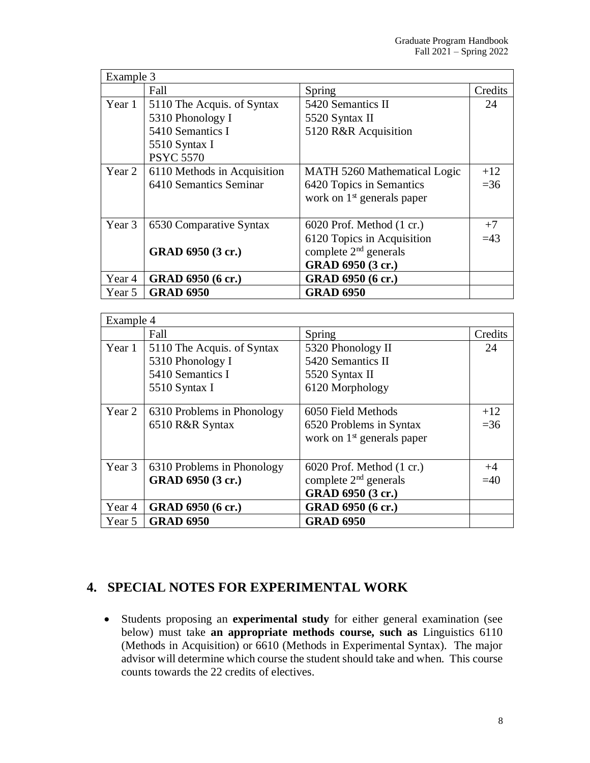| Example 3 | | | |
|---|---|---|---|
| | Fall | Spring | Credits |
| Year 1 | 5110 The Acquis. of Syntax<br>5310 Phonology I<br>5410 Semantics I<br>5510 Syntax I<br>PSYC 5570 | 5420 Semantics II<br>5520 Syntax II<br>5120 R&R Acquisition | 24 |
| Year 2 | 6110 Methods in Acquisition<br>6410 Semantics Seminar | MATH 5260 Mathematical Logic<br>6420 Topics in Semantics<br>work on 1st generals paper | +12<br>=36 |
| Year 3 | 6530 Comparative Syntax<br><br>**GRAD 6950 (3 cr.)** | 6020 Prof. Method (1 cr.)<br>6120 Topics in Acquisition<br>complete 2nd generals<br>**GRAD 6950 (3 cr.)** | +7<br>=43 |
| Year 4 | **GRAD 6950 (6 cr.)** | **GRAD 6950 (6 cr.)** | |
| Year 5 | **GRAD 6950** | **GRAD 6950** | |

| Example 4 | | | |
|---|---|---|---|
| | Fall | Spring | Credits |
| Year 1 | 5110 The Acquis. of Syntax<br>5310 Phonology I<br>5410 Semantics I<br>5510 Syntax I | 5320 Phonology II<br>5420 Semantics II<br>5520 Syntax II<br>6120 Morphology | 24 |
| Year 2 | 6310 Problems in Phonology<br>6510 R&R Syntax | 6050 Field Methods<br>6520 Problems in Syntax<br>work on 1st generals paper | +12<br>=36 |
| Year 3 | 6310 Problems in Phonology<br>**GRAD 6950 (3 cr.)** | 6020 Prof. Method (1 cr.)<br>complete 2nd generals<br>**GRAD 6950 (3 cr.)** | +4<br>=40 |
| Year 4 | **GRAD 6950 (6 cr.)** | **GRAD 6950 (6 cr.)** | |
| Year 5 | **GRAD 6950** | **GRAD 6950** | |

## 4. SPECIAL NOTES FOR EXPERIMENTAL WORK

- Students proposing an **experimental study** for either general examination (see below) must take **an appropriate methods course, such as** Linguistics 6110 (Methods in Acquisition) or 6610 (Methods in Experimental Syntax). The major advisor will determine which course the student should take and when. This course counts towards the 22 credits of electives.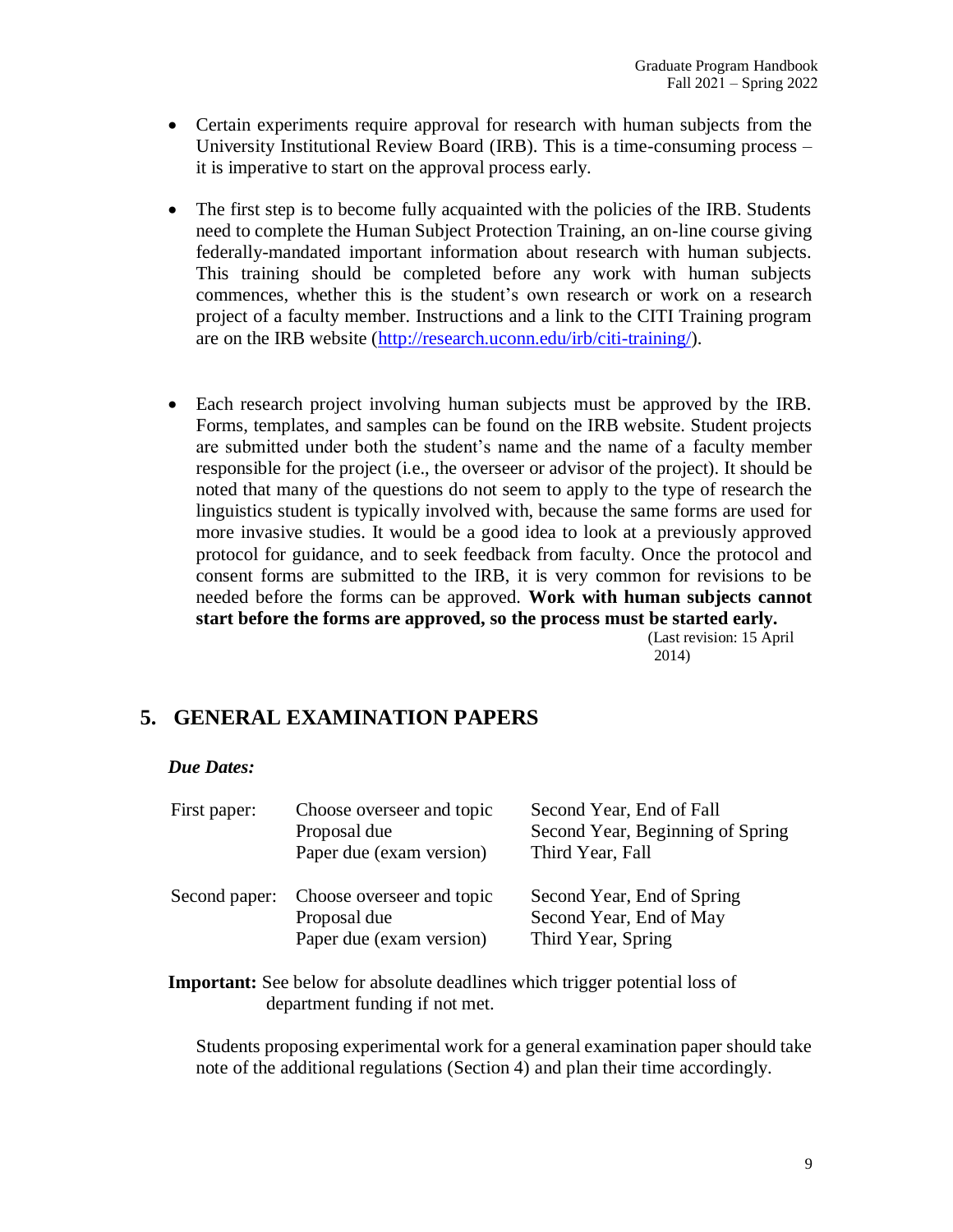- Certain experiments require approval for research with human subjects from the University Institutional Review Board (IRB). This is a time-consuming process – it is imperative to start on the approval process early.

- The first step is to become fully acquainted with the policies of the IRB. Students need to complete the Human Subject Protection Training, an on-line course giving federally-mandated important information about research with human subjects. This training should be completed before any work with human subjects commences, whether this is the student's own research or work on a research project of a faculty member. Instructions and a link to the CITI Training program are on the IRB website (http://research.uconn.edu/irb/citi-training/).

- Each research project involving human subjects must be approved by the IRB. Forms, templates, and samples can be found on the IRB website. Student projects are submitted under both the student's name and the name of a faculty member responsible for the project (i.e., the overseer or advisor of the project). It should be noted that many of the questions do not seem to apply to the type of research the linguistics student is typically involved with, because the same forms are used for more invasive studies. It would be a good idea to look at a previously approved protocol for guidance, and to seek feedback from faculty. Once the protocol and consent forms are submitted to the IRB, it is very common for revisions to be needed before the forms can be approved. **Work with human subjects cannot start before the forms are approved, so the process must be started early.**

(Last revision: 15 April 2014)

## 5. GENERAL EXAMINATION PAPERS

***Due Dates:***

| | | |
|---|---|---|
| First paper: | Choose overseer and topic | Second Year, End of Fall |
| | Proposal due | Second Year, Beginning of Spring |
| | Paper due (exam version) | Third Year, Fall |
| Second paper: | Choose overseer and topic | Second Year, End of Spring |
| | Proposal due | Second Year, End of May |
| | Paper due (exam version) | Third Year, Spring |

**Important:** See below for absolute deadlines which trigger potential loss of department funding if not met.

Students proposing experimental work for a general examination paper should take note of the additional regulations (Section 4) and plan their time accordingly.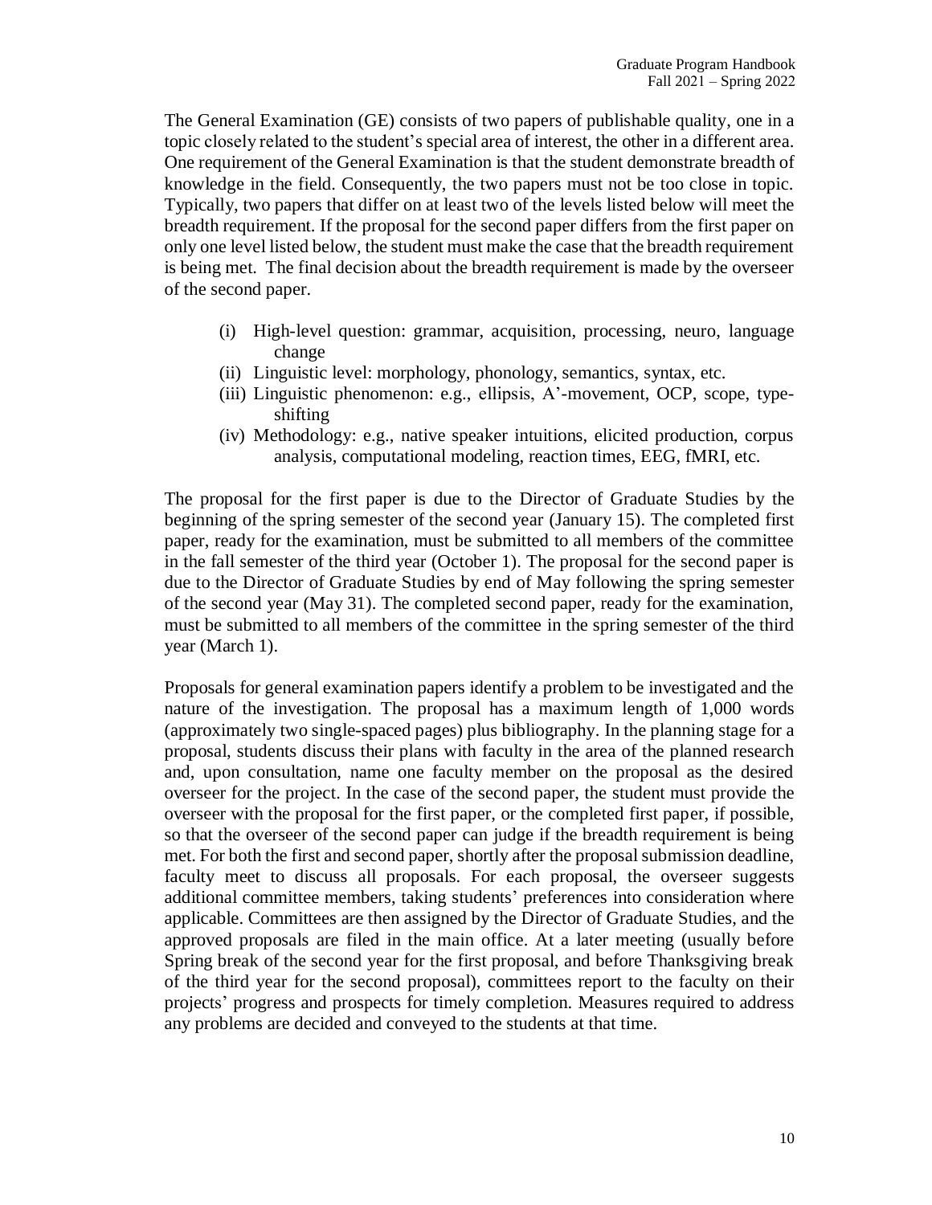The General Examination (GE) consists of two papers of publishable quality, one in a topic closely related to the student's special area of interest, the other in a different area. One requirement of the General Examination is that the student demonstrate breadth of knowledge in the field. Consequently, the two papers must not be too close in topic. Typically, two papers that differ on at least two of the levels listed below will meet the breadth requirement. If the proposal for the second paper differs from the first paper on only one level listed below, the student must make the case that the breadth requirement is being met. The final decision about the breadth requirement is made by the overseer of the second paper.

(i) High-level question: grammar, acquisition, processing, neuro, language change
(ii) Linguistic level: morphology, phonology, semantics, syntax, etc.
(iii) Linguistic phenomenon: e.g., ellipsis, A'-movement, OCP, scope, type-shifting
(iv) Methodology: e.g., native speaker intuitions, elicited production, corpus analysis, computational modeling, reaction times, EEG, fMRI, etc.

The proposal for the first paper is due to the Director of Graduate Studies by the beginning of the spring semester of the second year (January 15). The completed first paper, ready for the examination, must be submitted to all members of the committee in the fall semester of the third year (October 1). The proposal for the second paper is due to the Director of Graduate Studies by end of May following the spring semester of the second year (May 31). The completed second paper, ready for the examination, must be submitted to all members of the committee in the spring semester of the third year (March 1).

Proposals for general examination papers identify a problem to be investigated and the nature of the investigation. The proposal has a maximum length of 1,000 words (approximately two single-spaced pages) plus bibliography. In the planning stage for a proposal, students discuss their plans with faculty in the area of the planned research and, upon consultation, name one faculty member on the proposal as the desired overseer for the project. In the case of the second paper, the student must provide the overseer with the proposal for the first paper, or the completed first paper, if possible, so that the overseer of the second paper can judge if the breadth requirement is being met. For both the first and second paper, shortly after the proposal submission deadline, faculty meet to discuss all proposals. For each proposal, the overseer suggests additional committee members, taking students' preferences into consideration where applicable. Committees are then assigned by the Director of Graduate Studies, and the approved proposals are filed in the main office. At a later meeting (usually before Spring break of the second year for the first proposal, and before Thanksgiving break of the third year for the second proposal), committees report to the faculty on their projects' progress and prospects for timely completion. Measures required to address any problems are decided and conveyed to the students at that time.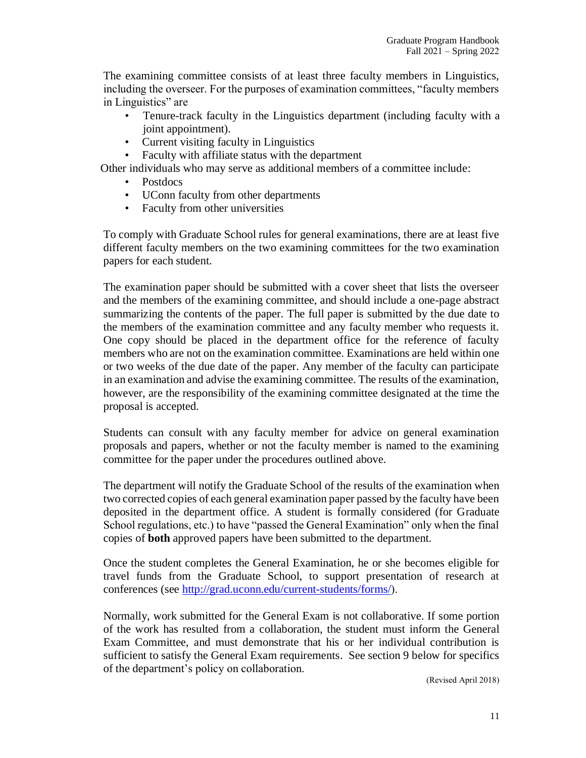The examining committee consists of at least three faculty members in Linguistics, including the overseer. For the purposes of examination committees, "faculty members in Linguistics" are

- Tenure-track faculty in the Linguistics department (including faculty with a joint appointment).
- Current visiting faculty in Linguistics
- Faculty with affiliate status with the department

Other individuals who may serve as additional members of a committee include:

- Postdocs
- UConn faculty from other departments
- Faculty from other universities

To comply with Graduate School rules for general examinations, there are at least five different faculty members on the two examining committees for the two examination papers for each student.

The examination paper should be submitted with a cover sheet that lists the overseer and the members of the examining committee, and should include a one-page abstract summarizing the contents of the paper. The full paper is submitted by the due date to the members of the examination committee and any faculty member who requests it. One copy should be placed in the department office for the reference of faculty members who are not on the examination committee. Examinations are held within one or two weeks of the due date of the paper. Any member of the faculty can participate in an examination and advise the examining committee. The results of the examination, however, are the responsibility of the examining committee designated at the time the proposal is accepted.

Students can consult with any faculty member for advice on general examination proposals and papers, whether or not the faculty member is named to the examining committee for the paper under the procedures outlined above.

The department will notify the Graduate School of the results of the examination when two corrected copies of each general examination paper passed by the faculty have been deposited in the department office. A student is formally considered (for Graduate School regulations, etc.) to have "passed the General Examination" only when the final copies of **both** approved papers have been submitted to the department.

Once the student completes the General Examination, he or she becomes eligible for travel funds from the Graduate School, to support presentation of research at conferences (see http://grad.uconn.edu/current-students/forms/).

Normally, work submitted for the General Exam is not collaborative. If some portion of the work has resulted from a collaboration, the student must inform the General Exam Committee, and must demonstrate that his or her individual contribution is sufficient to satisfy the General Exam requirements. See section 9 below for specifics of the department's policy on collaboration.

(Revised April 2018)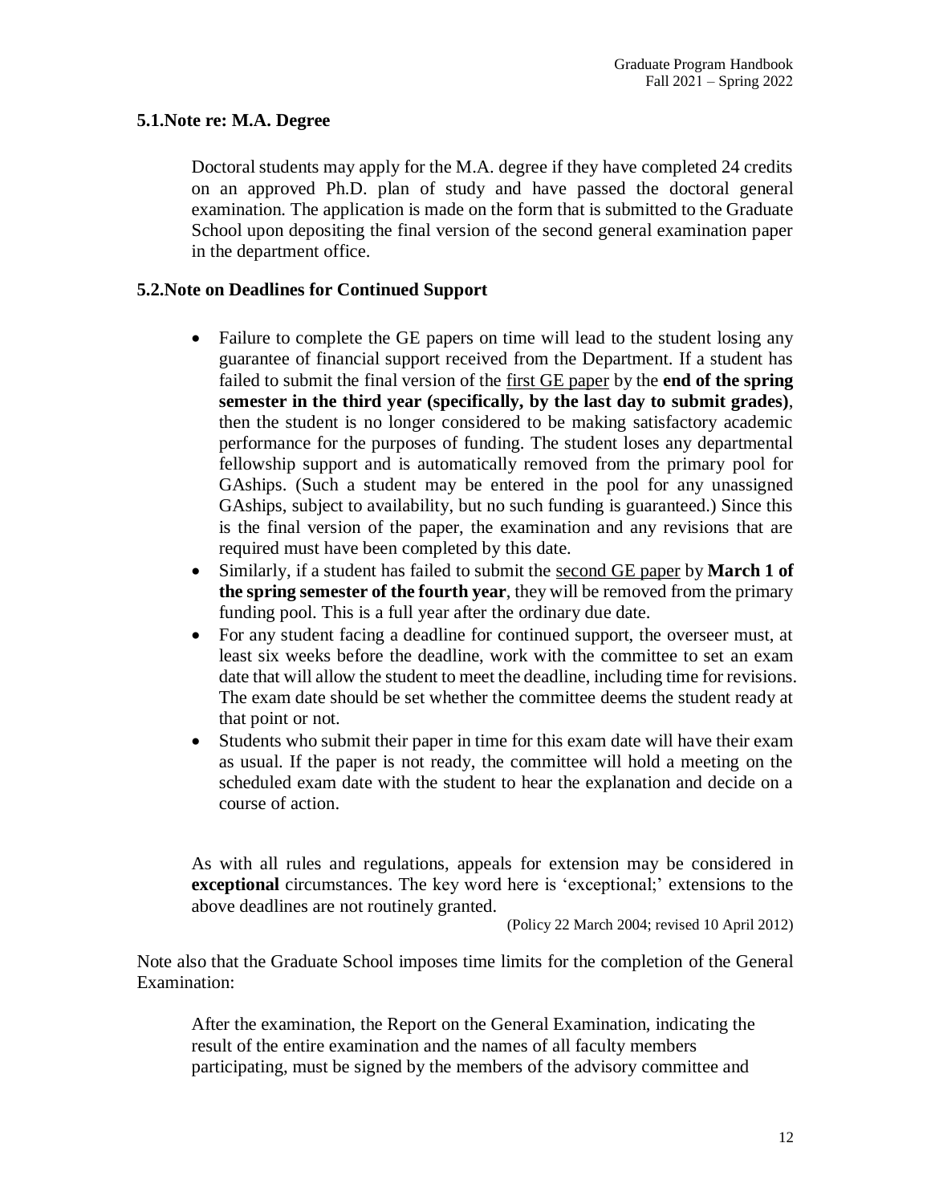### 5.1. Note re: M.A. Degree

Doctoral students may apply for the M.A. degree if they have completed 24 credits on an approved Ph.D. plan of study and have passed the doctoral general examination. The application is made on the form that is submitted to the Graduate School upon depositing the final version of the second general examination paper in the department office.

### 5.2. Note on Deadlines for Continued Support

- Failure to complete the GE papers on time will lead to the student losing any guarantee of financial support received from the Department. If a student has failed to submit the final version of the <u>first GE paper</u> by the **end of the spring semester in the third year (specifically, by the last day to submit grades)**, then the student is no longer considered to be making satisfactory academic performance for the purposes of funding. The student loses any departmental fellowship support and is automatically removed from the primary pool for GAships. (Such a student may be entered in the pool for any unassigned GAships, subject to availability, but no such funding is guaranteed.) Since this is the final version of the paper, the examination and any revisions that are required must have been completed by this date.
- Similarly, if a student has failed to submit the <u>second GE paper</u> by **March 1 of the spring semester of the fourth year**, they will be removed from the primary funding pool. This is a full year after the ordinary due date.
- For any student facing a deadline for continued support, the overseer must, at least six weeks before the deadline, work with the committee to set an exam date that will allow the student to meet the deadline, including time for revisions. The exam date should be set whether the committee deems the student ready at that point or not.
- Students who submit their paper in time for this exam date will have their exam as usual. If the paper is not ready, the committee will hold a meeting on the scheduled exam date with the student to hear the explanation and decide on a course of action.

As with all rules and regulations, appeals for extension may be considered in **exceptional** circumstances. The key word here is 'exceptional;' extensions to the above deadlines are not routinely granted.

(Policy 22 March 2004; revised 10 April 2012)

Note also that the Graduate School imposes time limits for the completion of the General Examination:

> After the examination, the Report on the General Examination, indicating the result of the entire examination and the names of all faculty members participating, must be signed by the members of the advisory committee and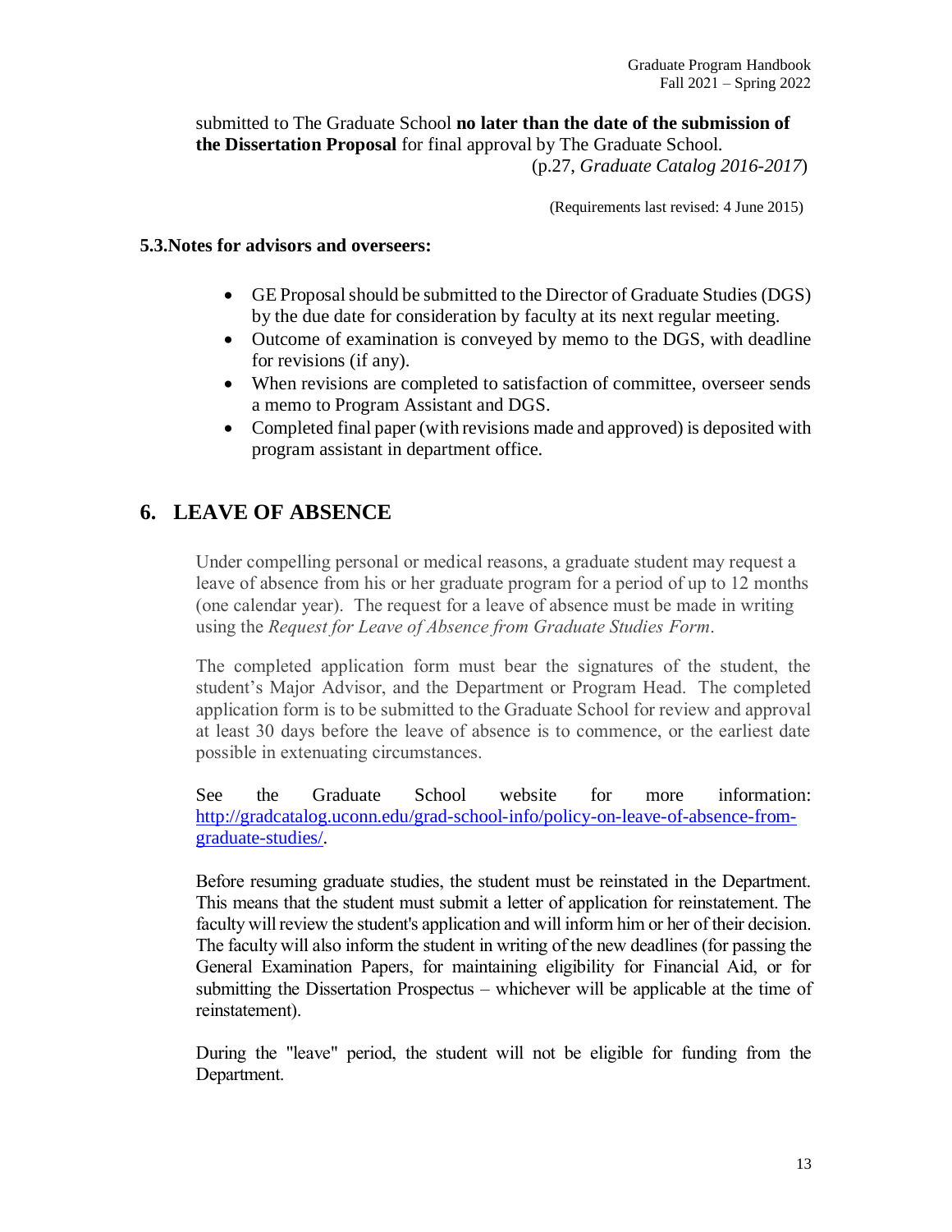submitted to The Graduate School **no later than the date of the submission of the Dissertation Proposal** for final approval by The Graduate School.
(p.27, *Graduate Catalog 2016-2017*)

(Requirements last revised: 4 June 2015)

### 5.3. Notes for advisors and overseers:

- GE Proposal should be submitted to the Director of Graduate Studies (DGS) by the due date for consideration by faculty at its next regular meeting.
- Outcome of examination is conveyed by memo to the DGS, with deadline for revisions (if any).
- When revisions are completed to satisfaction of committee, overseer sends a memo to Program Assistant and DGS.
- Completed final paper (with revisions made and approved) is deposited with program assistant in department office.

## 6. LEAVE OF ABSENCE

Under compelling personal or medical reasons, a graduate student may request a leave of absence from his or her graduate program for a period of up to 12 months (one calendar year). The request for a leave of absence must be made in writing using the *Request for Leave of Absence from Graduate Studies Form*.

The completed application form must bear the signatures of the student, the student's Major Advisor, and the Department or Program Head. The completed application form is to be submitted to the Graduate School for review and approval at least 30 days before the leave of absence is to commence, or the earliest date possible in extenuating circumstances.

See the Graduate School website for more information: [http://gradcatalog.uconn.edu/grad-school-info/policy-on-leave-of-absence-from-graduate-studies/](http://gradcatalog.uconn.edu/grad-school-info/policy-on-leave-of-absence-from-graduate-studies/).

Before resuming graduate studies, the student must be reinstated in the Department. This means that the student must submit a letter of application for reinstatement. The faculty will review the student's application and will inform him or her of their decision. The faculty will also inform the student in writing of the new deadlines (for passing the General Examination Papers, for maintaining eligibility for Financial Aid, or for submitting the Dissertation Prospectus – whichever will be applicable at the time of reinstatement).

During the "leave" period, the student will not be eligible for funding from the Department.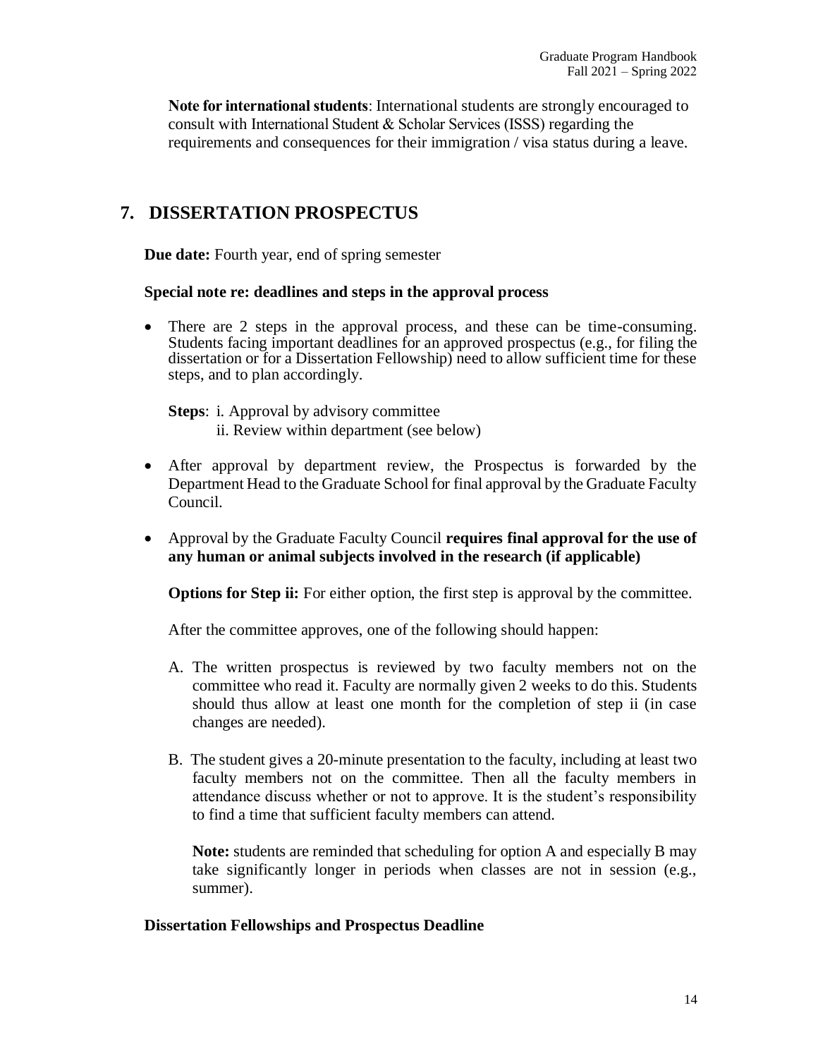**Note for international students**: International students are strongly encouraged to consult with International Student & Scholar Services (ISSS) regarding the requirements and consequences for their immigration / visa status during a leave.

## 7. DISSERTATION PROSPECTUS

**Due date:** Fourth year, end of spring semester

**Special note re: deadlines and steps in the approval process**

- There are 2 steps in the approval process, and these can be time-consuming. Students facing important deadlines for an approved prospectus (e.g., for filing the dissertation or for a Dissertation Fellowship) need to allow sufficient time for these steps, and to plan accordingly.

  **Steps**: i. Approval by advisory committee
  ii. Review within department (see below)

- After approval by department review, the Prospectus is forwarded by the Department Head to the Graduate School for final approval by the Graduate Faculty Council.

- Approval by the Graduate Faculty Council **requires final approval for the use of any human or animal subjects involved in the research (if applicable)**

  **Options for Step ii:** For either option, the first step is approval by the committee.

  After the committee approves, one of the following should happen:

  A. The written prospectus is reviewed by two faculty members not on the committee who read it. Faculty are normally given 2 weeks to do this. Students should thus allow at least one month for the completion of step ii (in case changes are needed).

  B. The student gives a 20-minute presentation to the faculty, including at least two faculty members not on the committee. Then all the faculty members in attendance discuss whether or not to approve. It is the student's responsibility to find a time that sufficient faculty members can attend.

  **Note:** students are reminded that scheduling for option A and especially B may take significantly longer in periods when classes are not in session (e.g., summer).

**Dissertation Fellowships and Prospectus Deadline**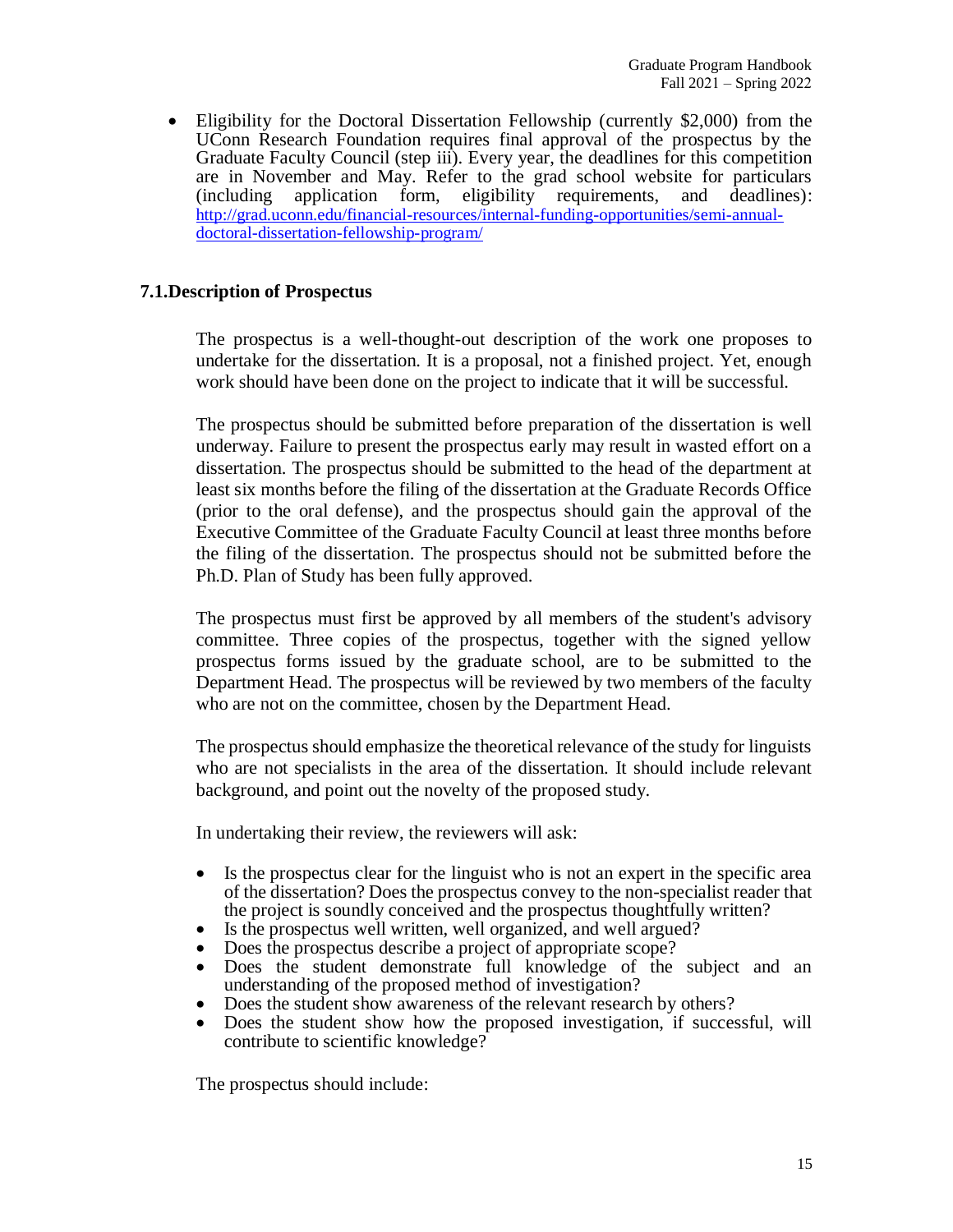- Eligibility for the Doctoral Dissertation Fellowship (currently $2,000) from the UConn Research Foundation requires final approval of the prospectus by the Graduate Faculty Council (step iii). Every year, the deadlines for this competition are in November and May. Refer to the grad school website for particulars (including application form, eligibility requirements, and deadlines): [http://grad.uconn.edu/financial-resources/internal-funding-opportunities/semi-annual-doctoral-dissertation-fellowship-program/](http://grad.uconn.edu/financial-resources/internal-funding-opportunities/semi-annual-doctoral-dissertation-fellowship-program/)

## 7.1. Description of Prospectus

The prospectus is a well-thought-out description of the work one proposes to undertake for the dissertation. It is a proposal, not a finished project. Yet, enough work should have been done on the project to indicate that it will be successful.

The prospectus should be submitted before preparation of the dissertation is well underway. Failure to present the prospectus early may result in wasted effort on a dissertation. The prospectus should be submitted to the head of the department at least six months before the filing of the dissertation at the Graduate Records Office (prior to the oral defense), and the prospectus should gain the approval of the Executive Committee of the Graduate Faculty Council at least three months before the filing of the dissertation. The prospectus should not be submitted before the Ph.D. Plan of Study has been fully approved.

The prospectus must first be approved by all members of the student's advisory committee. Three copies of the prospectus, together with the signed yellow prospectus forms issued by the graduate school, are to be submitted to the Department Head. The prospectus will be reviewed by two members of the faculty who are not on the committee, chosen by the Department Head.

The prospectus should emphasize the theoretical relevance of the study for linguists who are not specialists in the area of the dissertation. It should include relevant background, and point out the novelty of the proposed study.

In undertaking their review, the reviewers will ask:

- Is the prospectus clear for the linguist who is not an expert in the specific area of the dissertation? Does the prospectus convey to the non-specialist reader that the project is soundly conceived and the prospectus thoughtfully written?
- Is the prospectus well written, well organized, and well argued?
- Does the prospectus describe a project of appropriate scope?
- Does the student demonstrate full knowledge of the subject and an understanding of the proposed method of investigation?
- Does the student show awareness of the relevant research by others?
- Does the student show how the proposed investigation, if successful, will contribute to scientific knowledge?

The prospectus should include: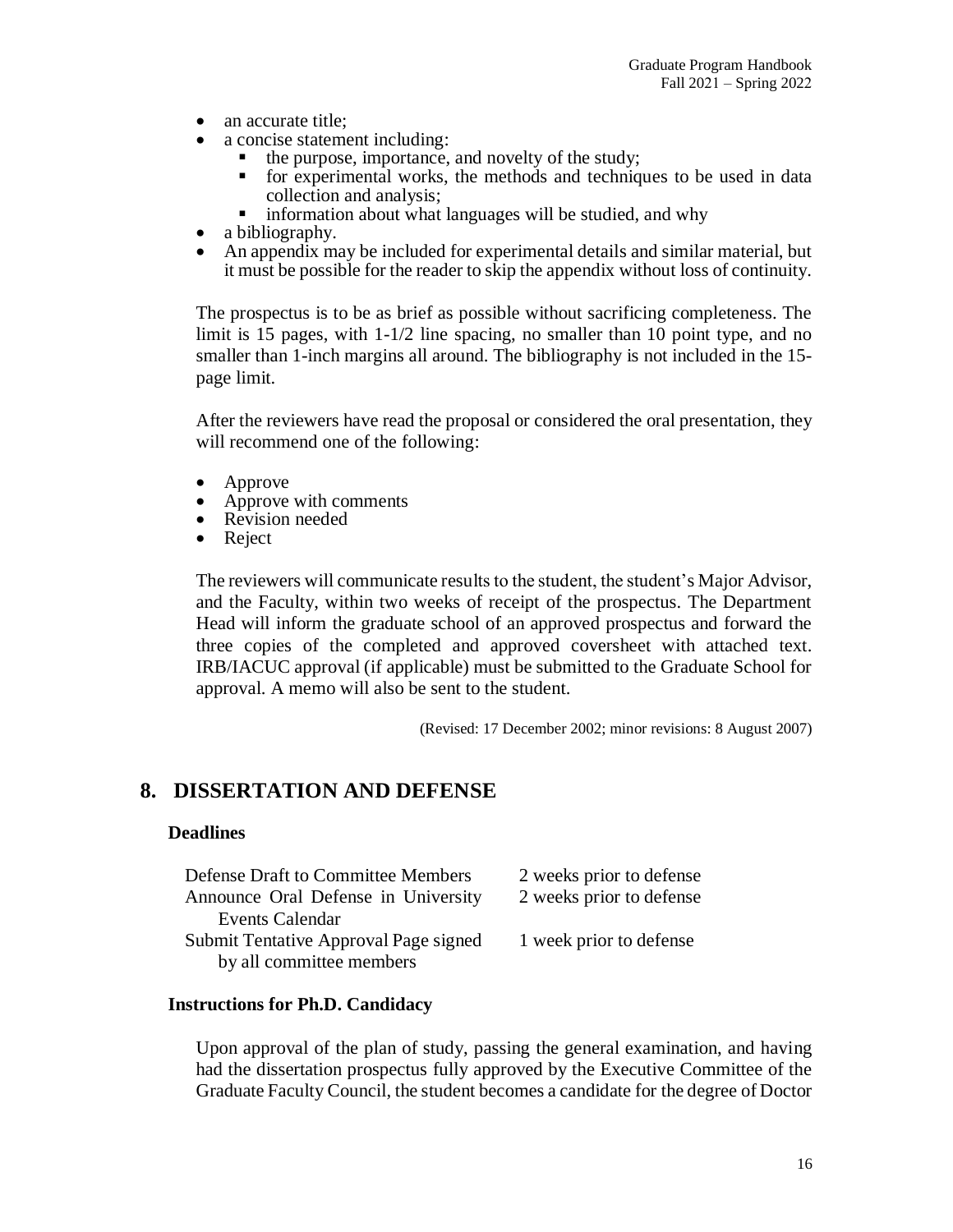- an accurate title;
- a concise statement including:
  - the purpose, importance, and novelty of the study;
  - for experimental works, the methods and techniques to be used in data collection and analysis;
  - information about what languages will be studied, and why
- a bibliography.
- An appendix may be included for experimental details and similar material, but it must be possible for the reader to skip the appendix without loss of continuity.

The prospectus is to be as brief as possible without sacrificing completeness. The limit is 15 pages, with 1-1/2 line spacing, no smaller than 10 point type, and no smaller than 1-inch margins all around. The bibliography is not included in the 15-page limit.

After the reviewers have read the proposal or considered the oral presentation, they will recommend one of the following:

- Approve
- Approve with comments
- Revision needed
- Reject

The reviewers will communicate results to the student, the student's Major Advisor, and the Faculty, within two weeks of receipt of the prospectus. The Department Head will inform the graduate school of an approved prospectus and forward the three copies of the completed and approved coversheet with attached text. IRB/IACUC approval (if applicable) must be submitted to the Graduate School for approval. A memo will also be sent to the student.

(Revised: 17 December 2002; minor revisions: 8 August 2007)

## 8. DISSERTATION AND DEFENSE

### Deadlines

| | |
|---|---|
| Defense Draft to Committee Members | 2 weeks prior to defense |
| Announce Oral Defense in University Events Calendar | 2 weeks prior to defense |
| Submit Tentative Approval Page signed by all committee members | 1 week prior to defense |

### Instructions for Ph.D. Candidacy

Upon approval of the plan of study, passing the general examination, and having had the dissertation prospectus fully approved by the Executive Committee of the Graduate Faculty Council, the student becomes a candidate for the degree of Doctor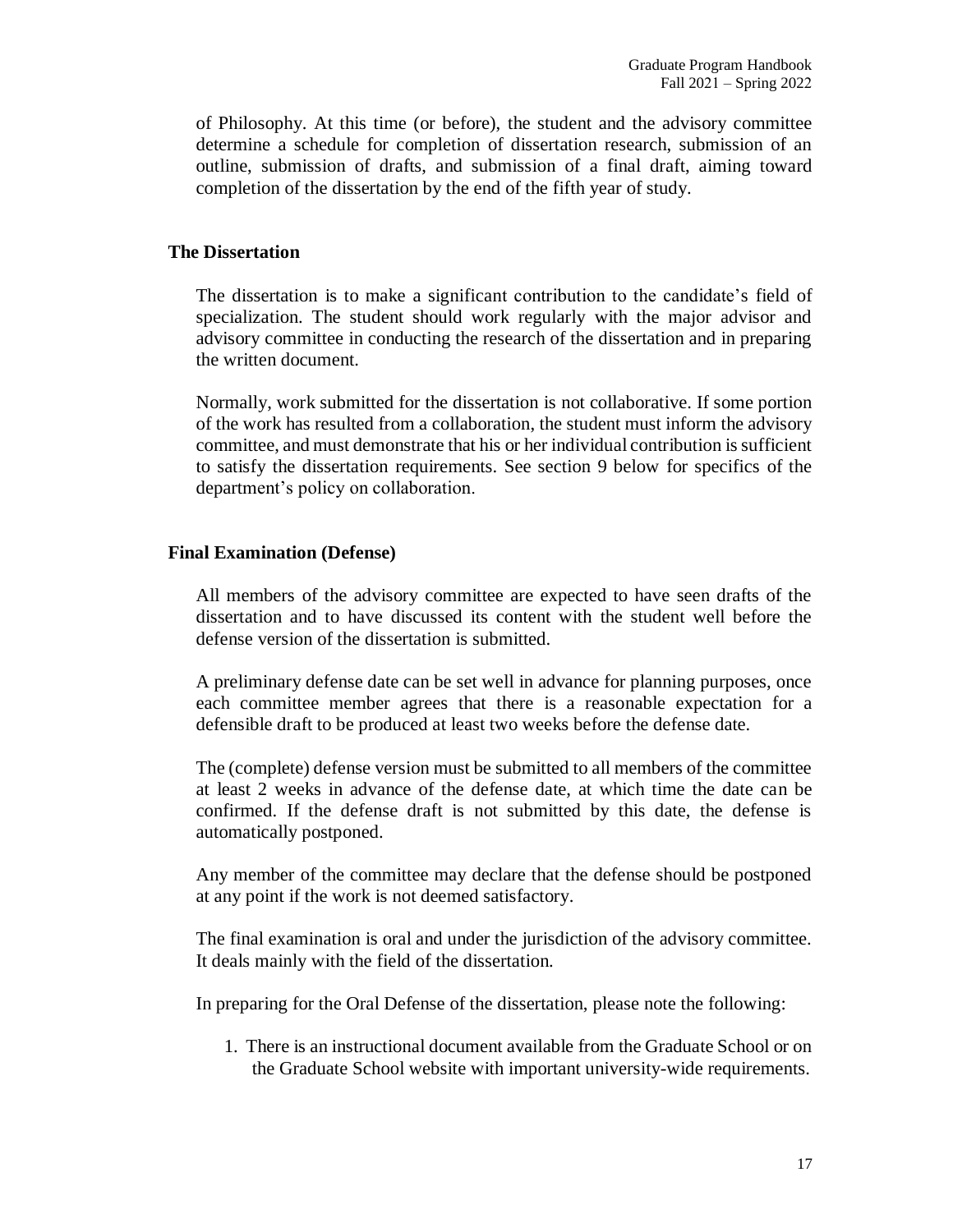of Philosophy. At this time (or before), the student and the advisory committee determine a schedule for completion of dissertation research, submission of an outline, submission of drafts, and submission of a final draft, aiming toward completion of the dissertation by the end of the fifth year of study.

### The Dissertation

The dissertation is to make a significant contribution to the candidate's field of specialization. The student should work regularly with the major advisor and advisory committee in conducting the research of the dissertation and in preparing the written document.

Normally, work submitted for the dissertation is not collaborative. If some portion of the work has resulted from a collaboration, the student must inform the advisory committee, and must demonstrate that his or her individual contribution is sufficient to satisfy the dissertation requirements. See section 9 below for specifics of the department's policy on collaboration.

### Final Examination (Defense)

All members of the advisory committee are expected to have seen drafts of the dissertation and to have discussed its content with the student well before the defense version of the dissertation is submitted.

A preliminary defense date can be set well in advance for planning purposes, once each committee member agrees that there is a reasonable expectation for a defensible draft to be produced at least two weeks before the defense date.

The (complete) defense version must be submitted to all members of the committee at least 2 weeks in advance of the defense date, at which time the date can be confirmed. If the defense draft is not submitted by this date, the defense is automatically postponed.

Any member of the committee may declare that the defense should be postponed at any point if the work is not deemed satisfactory.

The final examination is oral and under the jurisdiction of the advisory committee. It deals mainly with the field of the dissertation.

In preparing for the Oral Defense of the dissertation, please note the following:

1. There is an instructional document available from the Graduate School or on the Graduate School website with important university-wide requirements.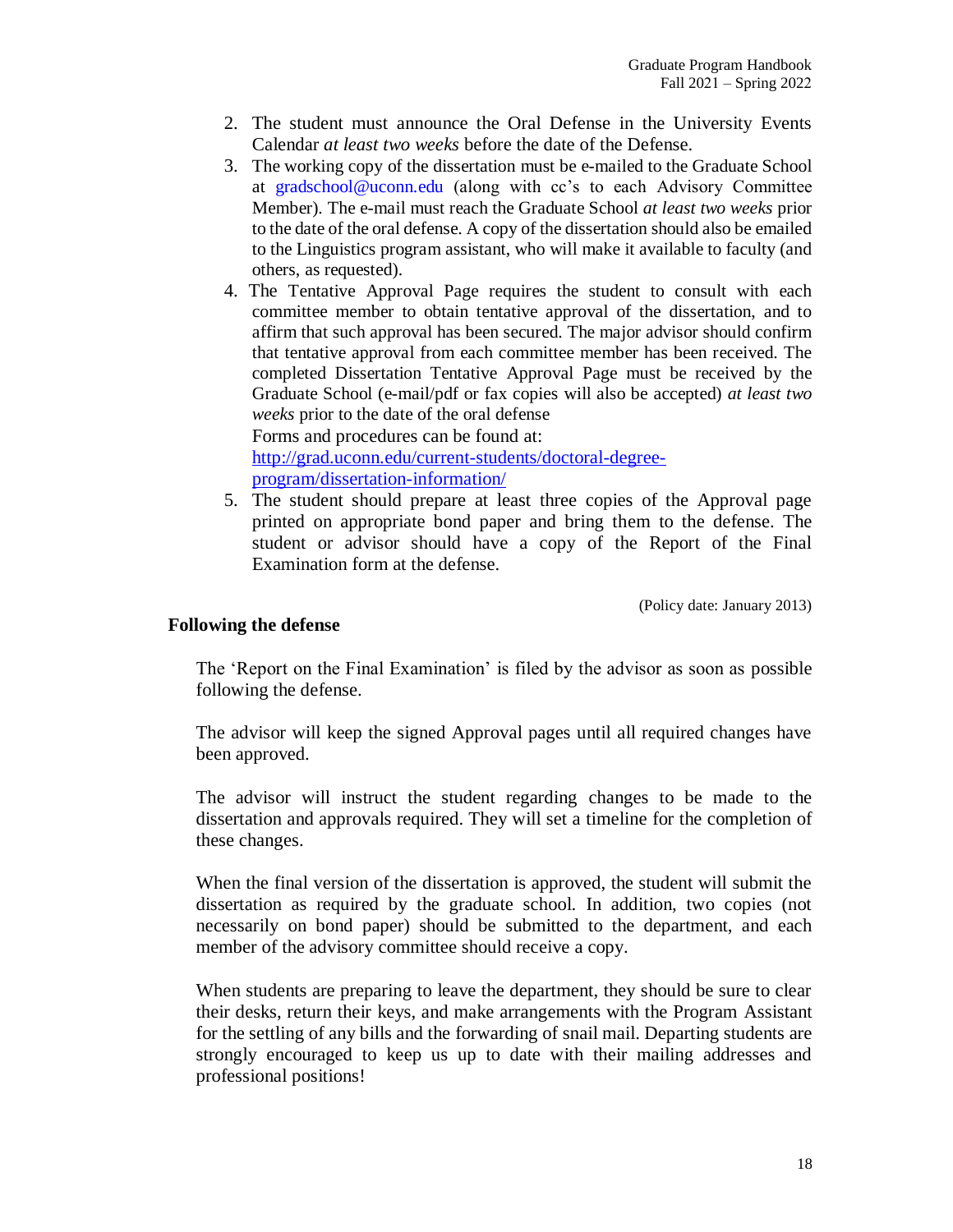2. The student must announce the Oral Defense in the University Events Calendar *at least two weeks* before the date of the Defense.
3. The working copy of the dissertation must be e-mailed to the Graduate School at gradschool@uconn.edu (along with cc's to each Advisory Committee Member). The e-mail must reach the Graduate School *at least two weeks* prior to the date of the oral defense. A copy of the dissertation should also be emailed to the Linguistics program assistant, who will make it available to faculty (and others, as requested).
4. The Tentative Approval Page requires the student to consult with each committee member to obtain tentative approval of the dissertation, and to affirm that such approval has been secured. The major advisor should confirm that tentative approval from each committee member has been received. The completed Dissertation Tentative Approval Page must be received by the Graduate School (e-mail/pdf or fax copies will also be accepted) *at least two weeks* prior to the date of the oral defense
   Forms and procedures can be found at:
   http://grad.uconn.edu/current-students/doctoral-degree-program/dissertation-information/
5. The student should prepare at least three copies of the Approval page printed on appropriate bond paper and bring them to the defense. The student or advisor should have a copy of the Report of the Final Examination form at the defense.

(Policy date: January 2013)

**Following the defense**

The 'Report on the Final Examination' is filed by the advisor as soon as possible following the defense.

The advisor will keep the signed Approval pages until all required changes have been approved.

The advisor will instruct the student regarding changes to be made to the dissertation and approvals required. They will set a timeline for the completion of these changes.

When the final version of the dissertation is approved, the student will submit the dissertation as required by the graduate school. In addition, two copies (not necessarily on bond paper) should be submitted to the department, and each member of the advisory committee should receive a copy.

When students are preparing to leave the department, they should be sure to clear their desks, return their keys, and make arrangements with the Program Assistant for the settling of any bills and the forwarding of snail mail. Departing students are strongly encouraged to keep us up to date with their mailing addresses and professional positions!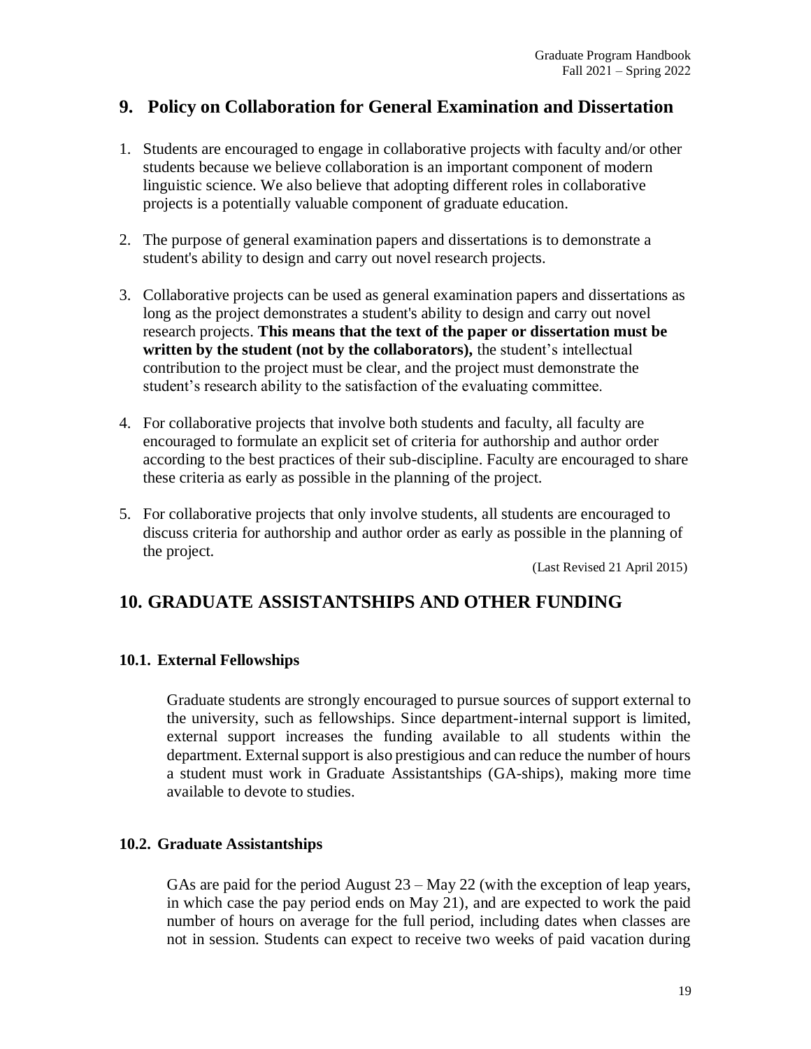## 9. Policy on Collaboration for General Examination and Dissertation

1. Students are encouraged to engage in collaborative projects with faculty and/or other students because we believe collaboration is an important component of modern linguistic science. We also believe that adopting different roles in collaborative projects is a potentially valuable component of graduate education.

2. The purpose of general examination papers and dissertations is to demonstrate a student's ability to design and carry out novel research projects.

3. Collaborative projects can be used as general examination papers and dissertations as long as the project demonstrates a student's ability to design and carry out novel research projects. **This means that the text of the paper or dissertation must be written by the student (not by the collaborators),** the student's intellectual contribution to the project must be clear, and the project must demonstrate the student's research ability to the satisfaction of the evaluating committee.

4. For collaborative projects that involve both students and faculty, all faculty are encouraged to formulate an explicit set of criteria for authorship and author order according to the best practices of their sub-discipline. Faculty are encouraged to share these criteria as early as possible in the planning of the project.

5. For collaborative projects that only involve students, all students are encouraged to discuss criteria for authorship and author order as early as possible in the planning of the project.

(Last Revised 21 April 2015)

## 10. GRADUATE ASSISTANTSHIPS AND OTHER FUNDING

### 10.1. External Fellowships

Graduate students are strongly encouraged to pursue sources of support external to the university, such as fellowships. Since department-internal support is limited, external support increases the funding available to all students within the department. External support is also prestigious and can reduce the number of hours a student must work in Graduate Assistantships (GA-ships), making more time available to devote to studies.

### 10.2. Graduate Assistantships

GAs are paid for the period August 23 – May 22 (with the exception of leap years, in which case the pay period ends on May 21), and are expected to work the paid number of hours on average for the full period, including dates when classes are not in session. Students can expect to receive two weeks of paid vacation during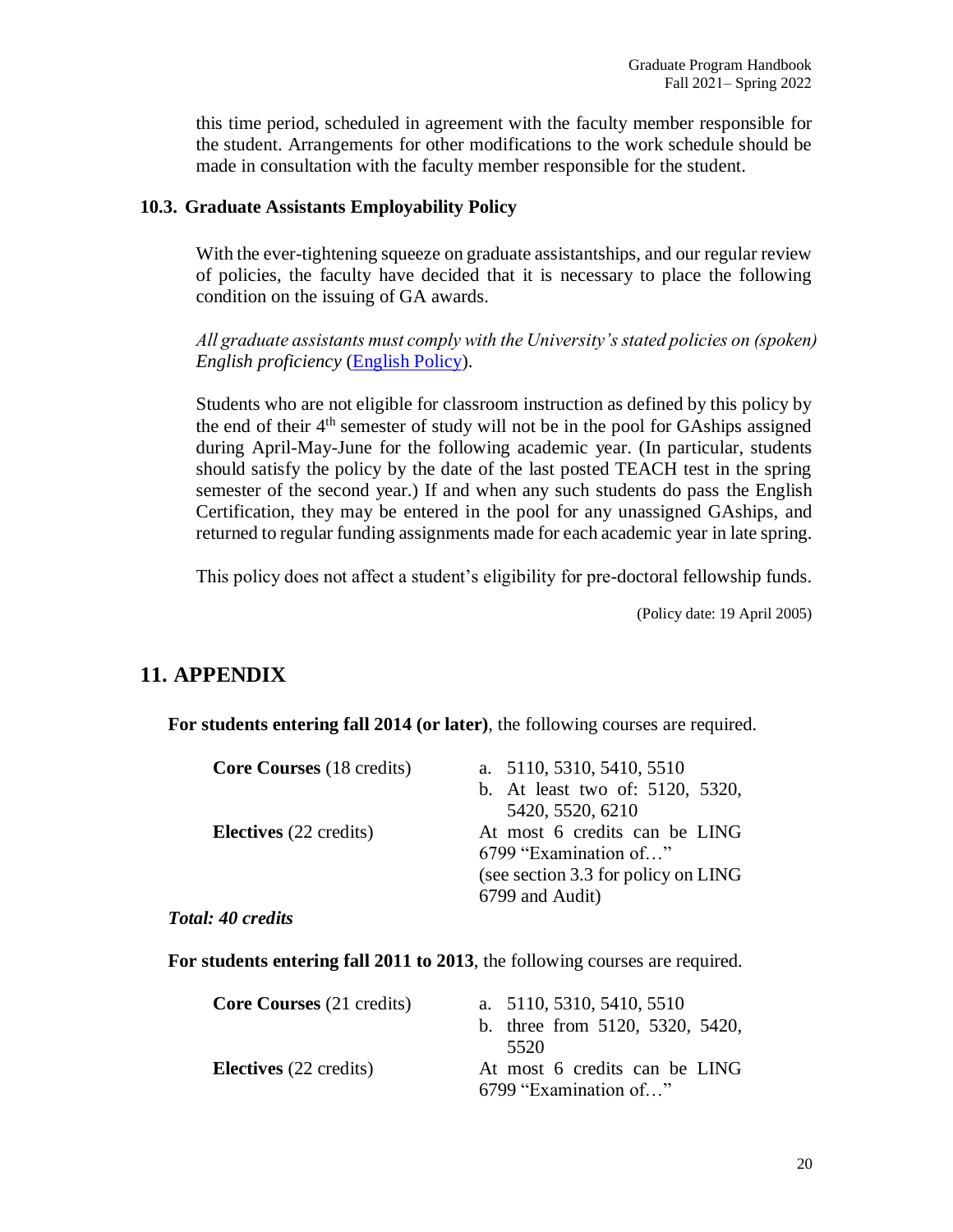this time period, scheduled in agreement with the faculty member responsible for the student. Arrangements for other modifications to the work schedule should be made in consultation with the faculty member responsible for the student.

### 10.3. Graduate Assistants Employability Policy

With the ever-tightening squeeze on graduate assistantships, and our regular review of policies, the faculty have decided that it is necessary to place the following condition on the issuing of GA awards.

*All graduate assistants must comply with the University's stated policies on (spoken) English proficiency* (English Policy).

Students who are not eligible for classroom instruction as defined by this policy by the end of their 4th semester of study will not be in the pool for GAships assigned during April-May-June for the following academic year. (In particular, students should satisfy the policy by the date of the last posted TEACH test in the spring semester of the second year.) If and when any such students do pass the English Certification, they may be entered in the pool for any unassigned GAships, and returned to regular funding assignments made for each academic year in late spring.

This policy does not affect a student's eligibility for pre-doctoral fellowship funds.

(Policy date: 19 April 2005)

## 11. APPENDIX

**For students entering fall 2014 (or later)**, the following courses are required.

| | |
|---|---|
| **Core Courses** (18 credits) | a. 5110, 5310, 5410, 5510<br>b. At least two of: 5120, 5320, 5420, 5520, 6210 |
| **Electives** (22 credits) | At most 6 credits can be LING 6799 "Examination of…" (see section 3.3 for policy on LING 6799 and Audit) |

***Total: 40 credits***

**For students entering fall 2011 to 2013**, the following courses are required.

| | |
|---|---|
| **Core Courses** (21 credits) | a. 5110, 5310, 5410, 5510<br>b. three from 5120, 5320, 5420, 5520 |
| **Electives** (22 credits) | At most 6 credits can be LING 6799 "Examination of…" |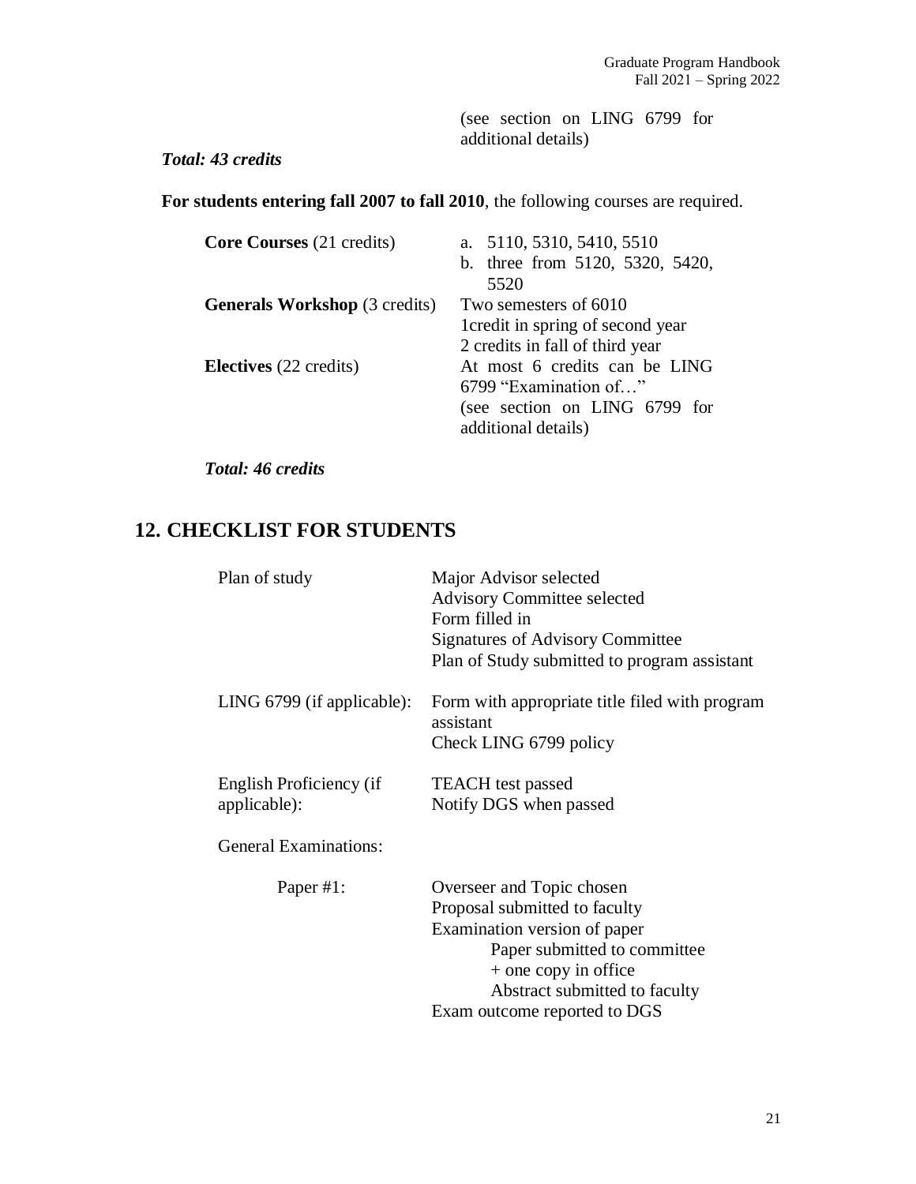(see section on LING 6799 for additional details)

***Total: 43 credits***

**For students entering fall 2007 to fall 2010**, the following courses are required.

| | |
|---|---|
| **Core Courses** (21 credits) | a. 5110, 5310, 5410, 5510<br>b. three from 5120, 5320, 5420, 5520 |
| **Generals Workshop** (3 credits) | Two semesters of 6010<br>1credit in spring of second year<br>2 credits in fall of third year |
| **Electives** (22 credits) | At most 6 credits can be LING 6799 "Examination of…"<br>(see section on LING 6799 for additional details) |

***Total: 46 credits***

## 12. CHECKLIST FOR STUDENTS

| | |
|---|---|
| Plan of study | Major Advisor selected<br>Advisory Committee selected<br>Form filled in<br>Signatures of Advisory Committee<br>Plan of Study submitted to program assistant |
| LING 6799 (if applicable): | Form with appropriate title filed with program assistant<br>Check LING 6799 policy |
| English Proficiency (if applicable): | TEACH test passed<br>Notify DGS when passed |
| General Examinations: | |
| Paper #1: | Overseer and Topic chosen<br>Proposal submitted to faculty<br>Examination version of paper<br>Paper submitted to committee<br>+ one copy in office<br>Abstract submitted to faculty<br>Exam outcome reported to DGS |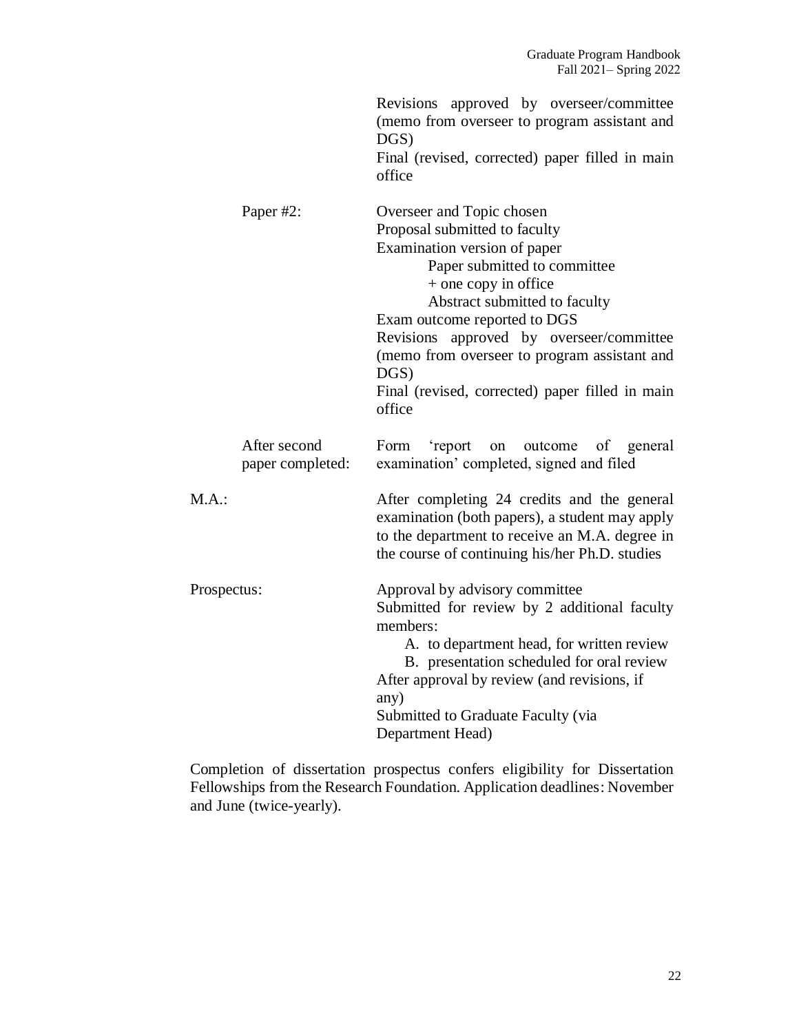Revisions approved by overseer/committee (memo from overseer to program assistant and DGS)
Final (revised, corrected) paper filled in main office

**Paper #2:**

Overseer and Topic chosen
Proposal submitted to faculty
Examination version of paper
- Paper submitted to committee
- + one copy in office
- Abstract submitted to faculty

Exam outcome reported to DGS
Revisions approved by overseer/committee (memo from overseer to program assistant and DGS)
Final (revised, corrected) paper filled in main office

**After second paper completed:**

Form 'report on outcome of general examination' completed, signed and filed

**M.A.:**

After completing 24 credits and the general examination (both papers), a student may apply to the department to receive an M.A. degree in the course of continuing his/her Ph.D. studies

**Prospectus:**

Approval by advisory committee
Submitted for review by 2 additional faculty members:

A. to department head, for written review
B. presentation scheduled for oral review

After approval by review (and revisions, if any)
Submitted to Graduate Faculty (via Department Head)

Completion of dissertation prospectus confers eligibility for Dissertation Fellowships from the Research Foundation. Application deadlines: November and June (twice-yearly).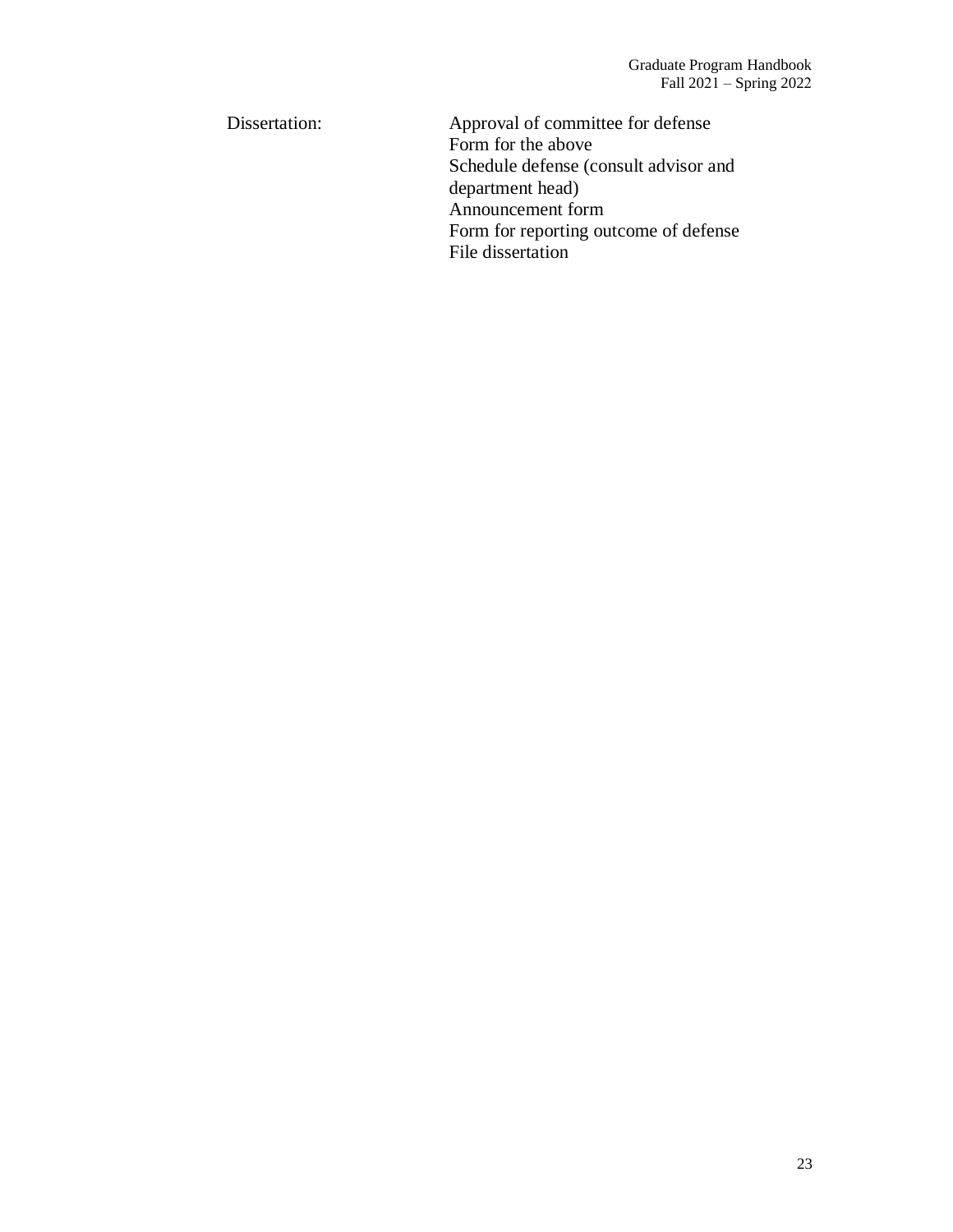| | |
|---|---|
| Dissertation: | Approval of committee for defense |
| | Form for the above |
| | Schedule defense (consult advisor and department head) |
| | Announcement form |
| | Form for reporting outcome of defense |
| | File dissertation |